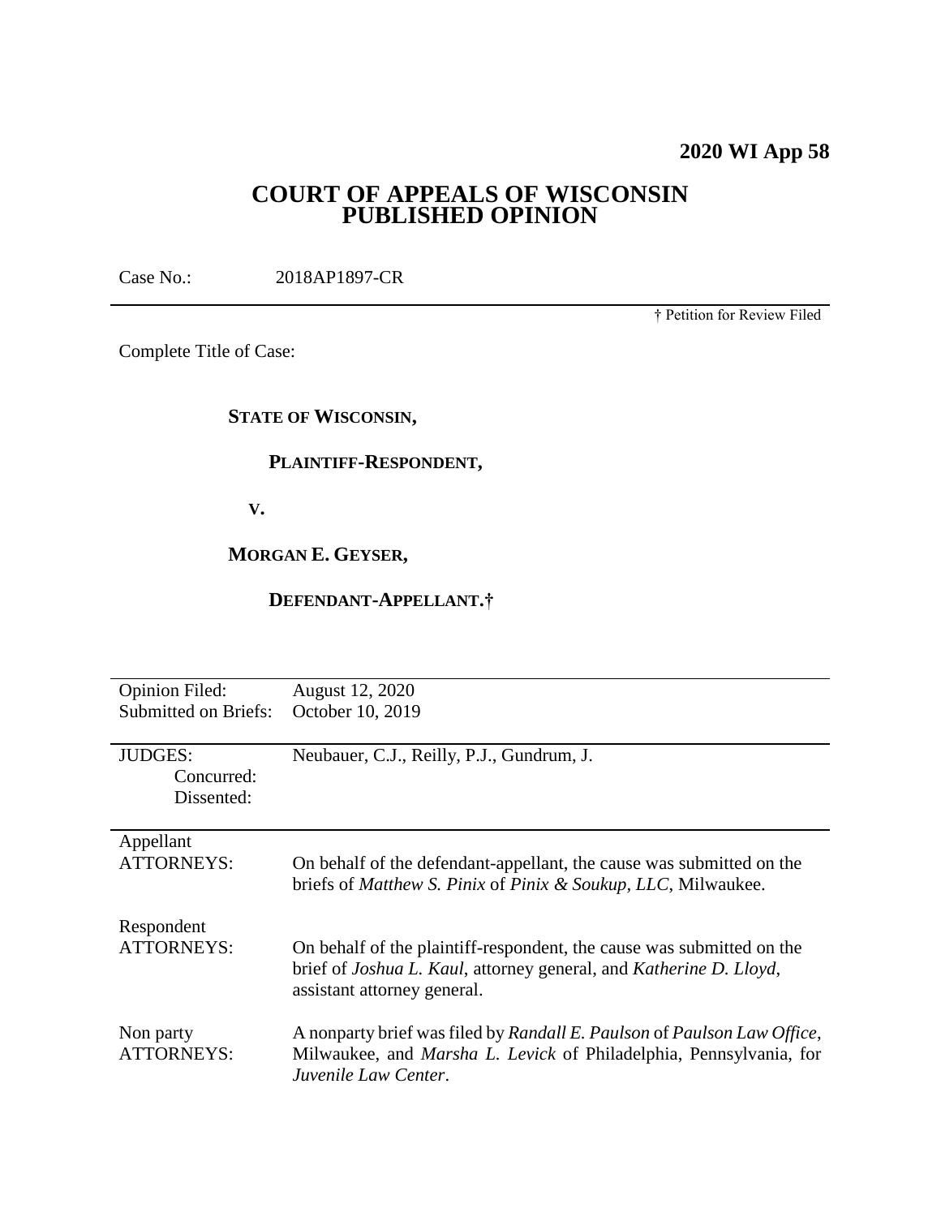**2020 WI App 58**

# COURT OF APPEALS OF WISCONSIN
# PUBLISHED OPINION

Case No.: 2018AP1897-CR

† Petition for Review Filed

Complete Title of Case:

**STATE OF WISCONSIN,**

**PLAINTIFF-RESPONDENT,**

**V.**

**MORGAN E. GEYSER,**

**DEFENDANT-APPELLANT.†**

| | |
|---|---|
| Opinion Filed: | August 12, 2020 |
| Submitted on Briefs: | October 10, 2019 |
| JUDGES: | Neubauer, C.J., Reilly, P.J., Gundrum, J. |
| Concurred: | |
| Dissented: | |
| Appellant ATTORNEYS: | On behalf of the defendant-appellant, the cause was submitted on the briefs of *Matthew S. Pinix* of *Pinix & Soukup, LLC*, Milwaukee. |
| Respondent ATTORNEYS: | On behalf of the plaintiff-respondent, the cause was submitted on the brief of *Joshua L. Kaul*, attorney general, and *Katherine D. Lloyd*, assistant attorney general. |
| Non party ATTORNEYS: | A nonparty brief was filed by *Randall E. Paulson* of *Paulson Law Office*, Milwaukee, and *Marsha L. Levick* of Philadelphia, Pennsylvania, for *Juvenile Law Center*. |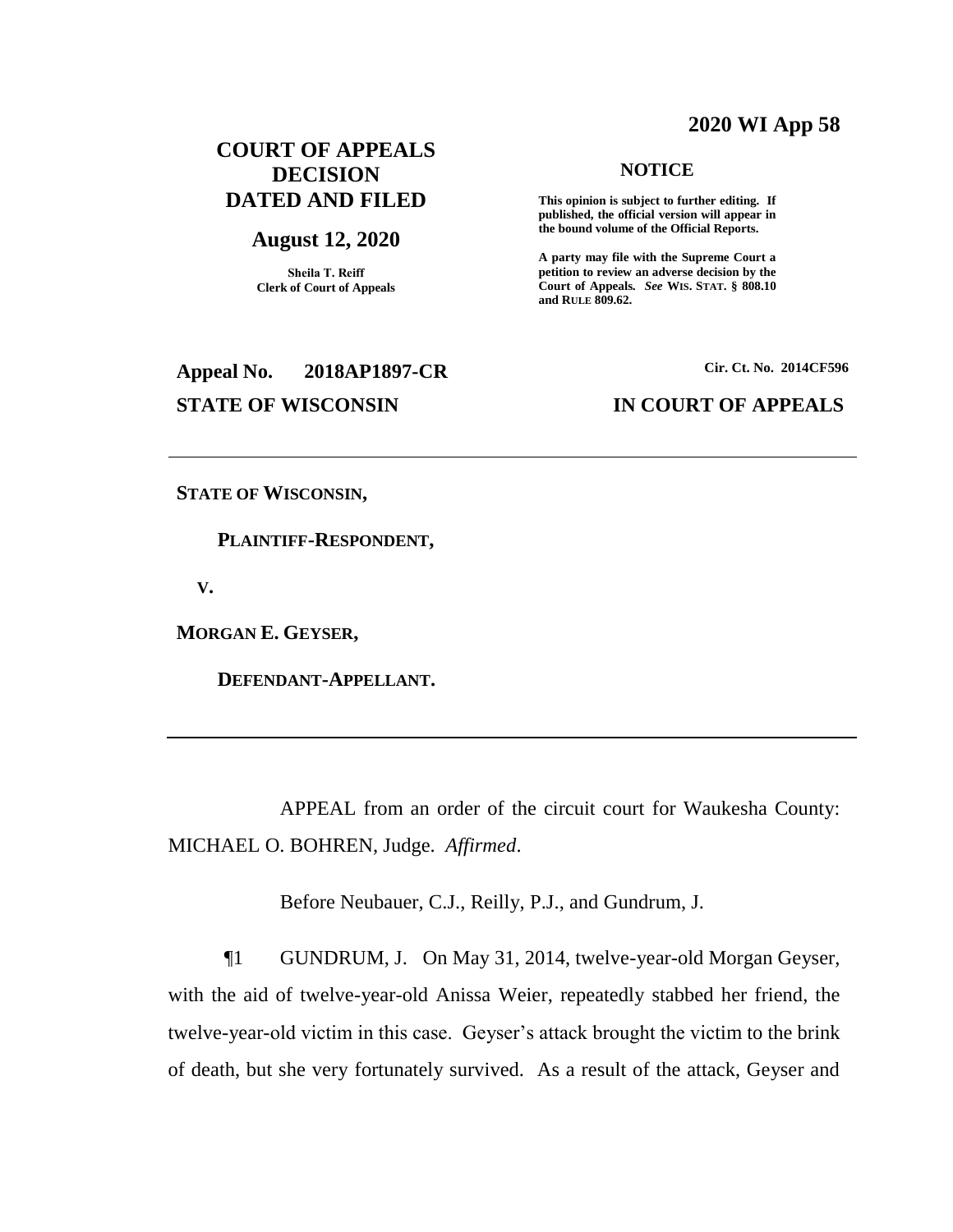**2020 WI App 58**

# COURT OF APPEALS DECISION DATED AND FILED

## August 12, 2020

**Sheila T. Reiff**
**Clerk of Court of Appeals**

**NOTICE**

**This opinion is subject to further editing. If published, the official version will appear in the bound volume of the Official Reports.**

**A party may file with the Supreme Court a petition to review an adverse decision by the Court of Appeals.** ***See*** **WIS. STAT. § 808.10 and RULE 809.62.**

**Appeal No. 2018AP1897-CR** **Cir. Ct. No. 2014CF596**

**STATE OF WISCONSIN** **IN COURT OF APPEALS**

---

**STATE OF WISCONSIN,**

**PLAINTIFF-RESPONDENT,**

**V.**

**MORGAN E. GEYSER,**

**DEFENDANT-APPELLANT.**

---

APPEAL from an order of the circuit court for Waukesha County: MICHAEL O. BOHREN, Judge. *Affirmed*.

Before Neubauer, C.J., Reilly, P.J., and Gundrum, J.

¶1 GUNDRUM, J. On May 31, 2014, twelve-year-old Morgan Geyser, with the aid of twelve-year-old Anissa Weier, repeatedly stabbed her friend, the twelve-year-old victim in this case. Geyser's attack brought the victim to the brink of death, but she very fortunately survived. As a result of the attack, Geyser and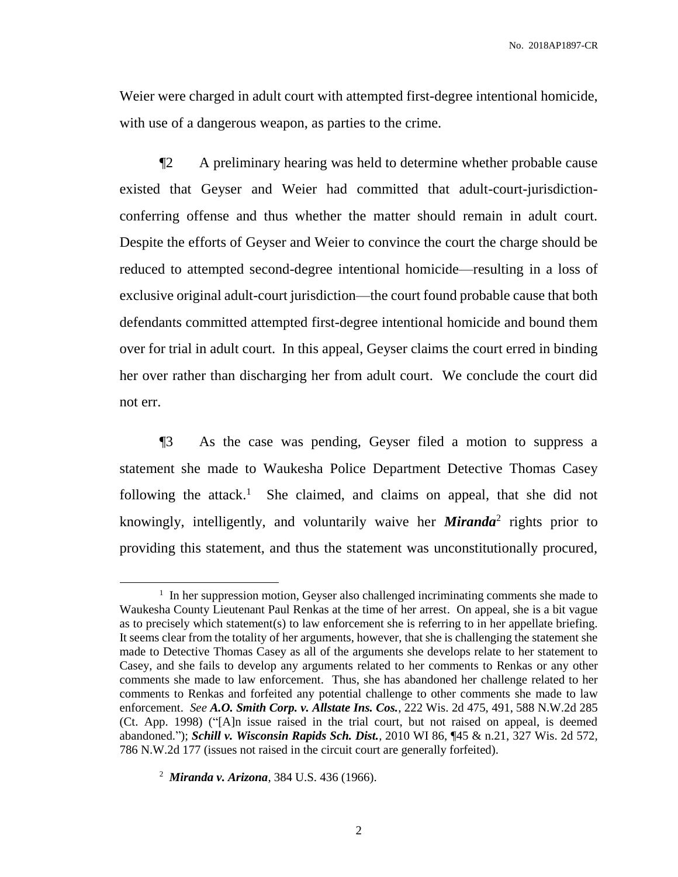Weier were charged in adult court with attempted first-degree intentional homicide, with use of a dangerous weapon, as parties to the crime.

¶2 A preliminary hearing was held to determine whether probable cause existed that Geyser and Weier had committed that adult-court-jurisdiction-conferring offense and thus whether the matter should remain in adult court. Despite the efforts of Geyser and Weier to convince the court the charge should be reduced to attempted second-degree intentional homicide—resulting in a loss of exclusive original adult-court jurisdiction—the court found probable cause that both defendants committed attempted first-degree intentional homicide and bound them over for trial in adult court. In this appeal, Geyser claims the court erred in binding her over rather than discharging her from adult court. We conclude the court did not err.

¶3 As the case was pending, Geyser filed a motion to suppress a statement she made to Waukesha Police Department Detective Thomas Casey following the attack.[1] She claimed, and claims on appeal, that she did not knowingly, intelligently, and voluntarily waive her ***Miranda***[2] rights prior to providing this statement, and thus the statement was unconstitutionally procured,

---

[1] In her suppression motion, Geyser also challenged incriminating comments she made to Waukesha County Lieutenant Paul Renkas at the time of her arrest. On appeal, she is a bit vague as to precisely which statement(s) to law enforcement she is referring to in her appellate briefing. It seems clear from the totality of her arguments, however, that she is challenging the statement she made to Detective Thomas Casey as all of the arguments she develops relate to her statement to Casey, and she fails to develop any arguments related to her comments to Renkas or any other comments she made to law enforcement. Thus, she has abandoned her challenge related to her comments to Renkas and forfeited any potential challenge to other comments she made to law enforcement. *See* ***A.O. Smith Corp. v. Allstate Ins. Cos.***, 222 Wis. 2d 475, 491, 588 N.W.2d 285 (Ct. App. 1998) ("[A]n issue raised in the trial court, but not raised on appeal, is deemed abandoned."); ***Schill v. Wisconsin Rapids Sch. Dist.***, 2010 WI 86, ¶45 & n.21, 327 Wis. 2d 572, 786 N.W.2d 177 (issues not raised in the circuit court are generally forfeited).

[2] ***Miranda v. Arizona***, 384 U.S. 436 (1966).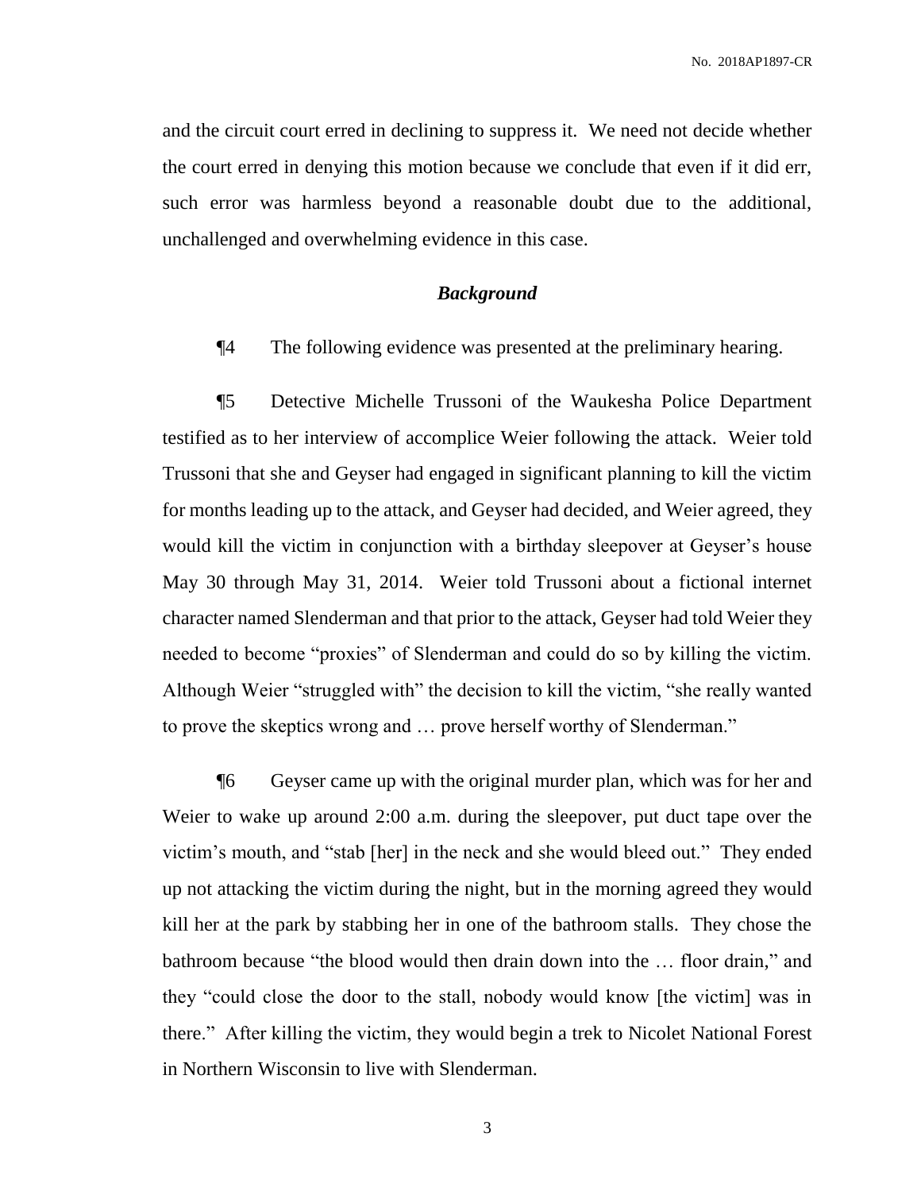and the circuit court erred in declining to suppress it. We need not decide whether the court erred in denying this motion because we conclude that even if it did err, such error was harmless beyond a reasonable doubt due to the additional, unchallenged and overwhelming evidence in this case.

### *Background*

¶4 The following evidence was presented at the preliminary hearing.

¶5 Detective Michelle Trussoni of the Waukesha Police Department testified as to her interview of accomplice Weier following the attack. Weier told Trussoni that she and Geyser had engaged in significant planning to kill the victim for months leading up to the attack, and Geyser had decided, and Weier agreed, they would kill the victim in conjunction with a birthday sleepover at Geyser's house May 30 through May 31, 2014. Weier told Trussoni about a fictional internet character named Slenderman and that prior to the attack, Geyser had told Weier they needed to become "proxies" of Slenderman and could do so by killing the victim. Although Weier "struggled with" the decision to kill the victim, "she really wanted to prove the skeptics wrong and … prove herself worthy of Slenderman."

¶6 Geyser came up with the original murder plan, which was for her and Weier to wake up around 2:00 a.m. during the sleepover, put duct tape over the victim's mouth, and "stab [her] in the neck and she would bleed out." They ended up not attacking the victim during the night, but in the morning agreed they would kill her at the park by stabbing her in one of the bathroom stalls. They chose the bathroom because "the blood would then drain down into the … floor drain," and they "could close the door to the stall, nobody would know [the victim] was in there." After killing the victim, they would begin a trek to Nicolet National Forest in Northern Wisconsin to live with Slenderman.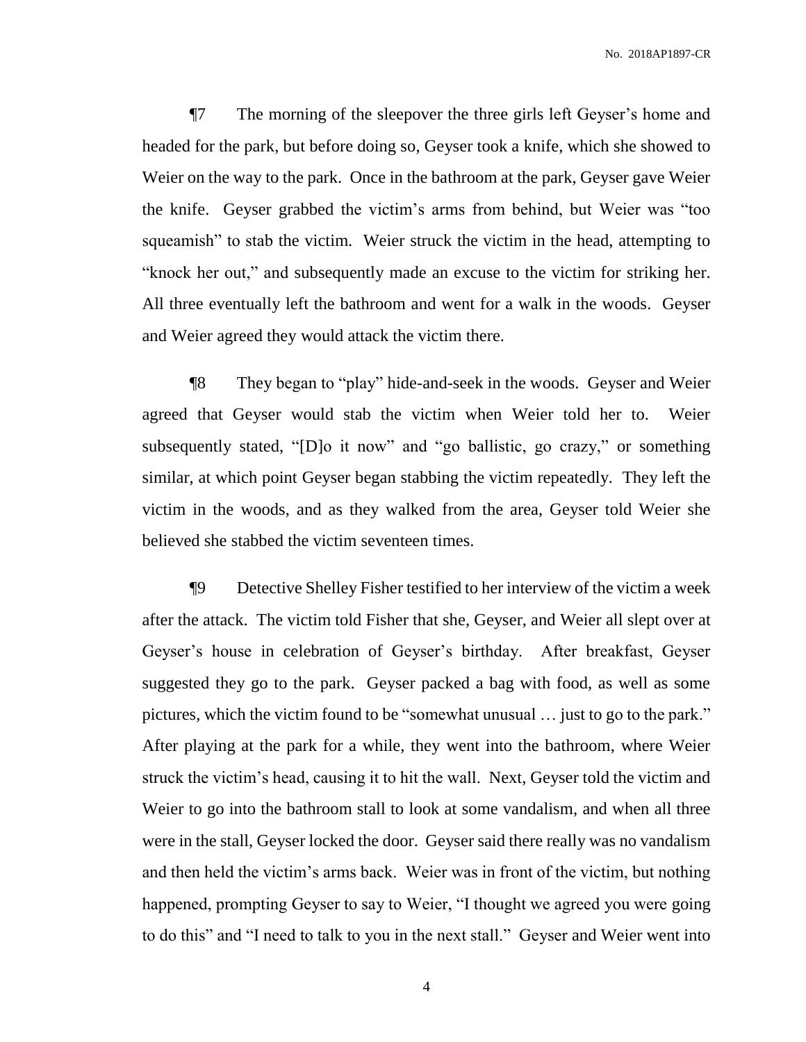¶7 The morning of the sleepover the three girls left Geyser's home and headed for the park, but before doing so, Geyser took a knife, which she showed to Weier on the way to the park. Once in the bathroom at the park, Geyser gave Weier the knife. Geyser grabbed the victim's arms from behind, but Weier was "too squeamish" to stab the victim. Weier struck the victim in the head, attempting to "knock her out," and subsequently made an excuse to the victim for striking her. All three eventually left the bathroom and went for a walk in the woods. Geyser and Weier agreed they would attack the victim there.

¶8 They began to "play" hide-and-seek in the woods. Geyser and Weier agreed that Geyser would stab the victim when Weier told her to. Weier subsequently stated, "[D]o it now" and "go ballistic, go crazy," or something similar, at which point Geyser began stabbing the victim repeatedly. They left the victim in the woods, and as they walked from the area, Geyser told Weier she believed she stabbed the victim seventeen times.

¶9 Detective Shelley Fisher testified to her interview of the victim a week after the attack. The victim told Fisher that she, Geyser, and Weier all slept over at Geyser's house in celebration of Geyser's birthday. After breakfast, Geyser suggested they go to the park. Geyser packed a bag with food, as well as some pictures, which the victim found to be "somewhat unusual … just to go to the park." After playing at the park for a while, they went into the bathroom, where Weier struck the victim's head, causing it to hit the wall. Next, Geyser told the victim and Weier to go into the bathroom stall to look at some vandalism, and when all three were in the stall, Geyser locked the door. Geyser said there really was no vandalism and then held the victim's arms back. Weier was in front of the victim, but nothing happened, prompting Geyser to say to Weier, "I thought we agreed you were going to do this" and "I need to talk to you in the next stall." Geyser and Weier went into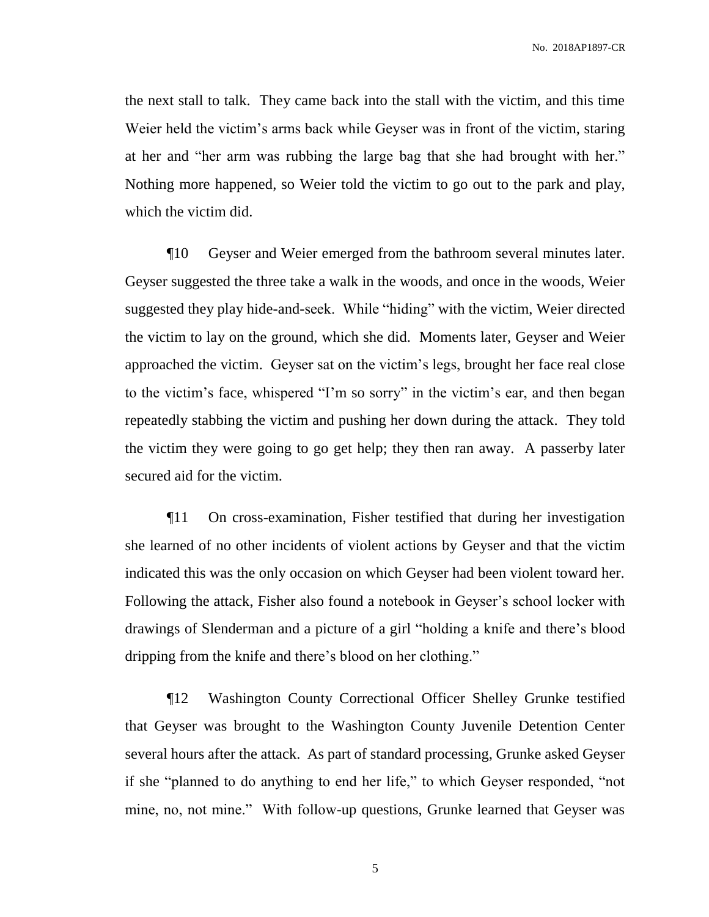the next stall to talk. They came back into the stall with the victim, and this time Weier held the victim's arms back while Geyser was in front of the victim, staring at her and "her arm was rubbing the large bag that she had brought with her." Nothing more happened, so Weier told the victim to go out to the park and play, which the victim did.

¶10 Geyser and Weier emerged from the bathroom several minutes later. Geyser suggested the three take a walk in the woods, and once in the woods, Weier suggested they play hide-and-seek. While "hiding" with the victim, Weier directed the victim to lay on the ground, which she did. Moments later, Geyser and Weier approached the victim. Geyser sat on the victim's legs, brought her face real close to the victim's face, whispered "I'm so sorry" in the victim's ear, and then began repeatedly stabbing the victim and pushing her down during the attack. They told the victim they were going to go get help; they then ran away. A passerby later secured aid for the victim.

¶11 On cross-examination, Fisher testified that during her investigation she learned of no other incidents of violent actions by Geyser and that the victim indicated this was the only occasion on which Geyser had been violent toward her. Following the attack, Fisher also found a notebook in Geyser's school locker with drawings of Slenderman and a picture of a girl "holding a knife and there's blood dripping from the knife and there's blood on her clothing."

¶12 Washington County Correctional Officer Shelley Grunke testified that Geyser was brought to the Washington County Juvenile Detention Center several hours after the attack. As part of standard processing, Grunke asked Geyser if she "planned to do anything to end her life," to which Geyser responded, "not mine, no, not mine." With follow-up questions, Grunke learned that Geyser was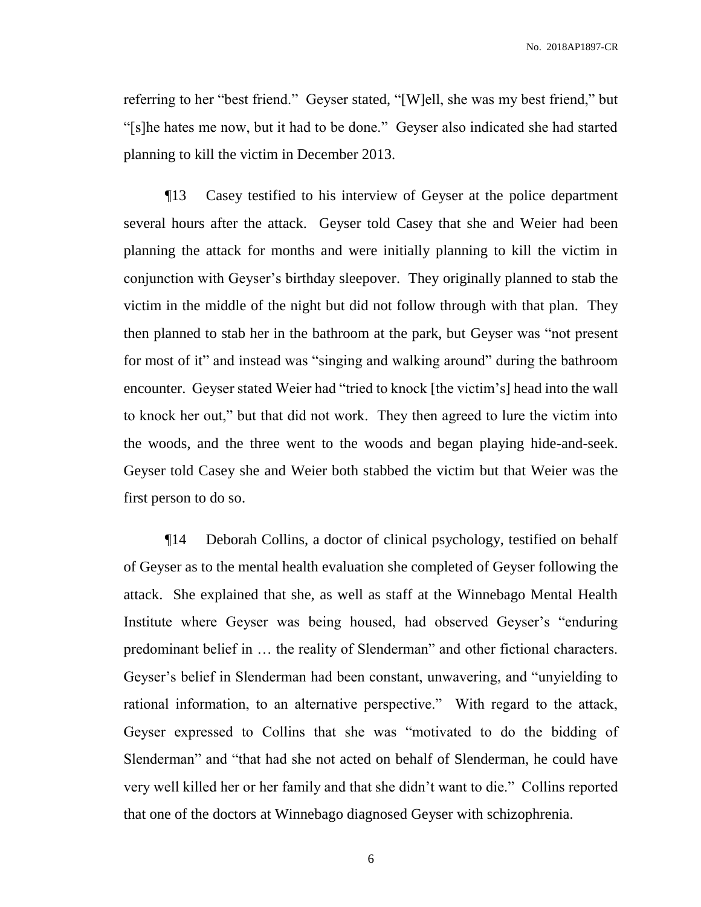referring to her "best friend." Geyser stated, "[W]ell, she was my best friend," but "[s]he hates me now, but it had to be done." Geyser also indicated she had started planning to kill the victim in December 2013.

¶13 Casey testified to his interview of Geyser at the police department several hours after the attack. Geyser told Casey that she and Weier had been planning the attack for months and were initially planning to kill the victim in conjunction with Geyser's birthday sleepover. They originally planned to stab the victim in the middle of the night but did not follow through with that plan. They then planned to stab her in the bathroom at the park, but Geyser was "not present for most of it" and instead was "singing and walking around" during the bathroom encounter. Geyser stated Weier had "tried to knock [the victim's] head into the wall to knock her out," but that did not work. They then agreed to lure the victim into the woods, and the three went to the woods and began playing hide-and-seek. Geyser told Casey she and Weier both stabbed the victim but that Weier was the first person to do so.

¶14 Deborah Collins, a doctor of clinical psychology, testified on behalf of Geyser as to the mental health evaluation she completed of Geyser following the attack. She explained that she, as well as staff at the Winnebago Mental Health Institute where Geyser was being housed, had observed Geyser's "enduring predominant belief in … the reality of Slenderman" and other fictional characters. Geyser's belief in Slenderman had been constant, unwavering, and "unyielding to rational information, to an alternative perspective." With regard to the attack, Geyser expressed to Collins that she was "motivated to do the bidding of Slenderman" and "that had she not acted on behalf of Slenderman, he could have very well killed her or her family and that she didn't want to die." Collins reported that one of the doctors at Winnebago diagnosed Geyser with schizophrenia.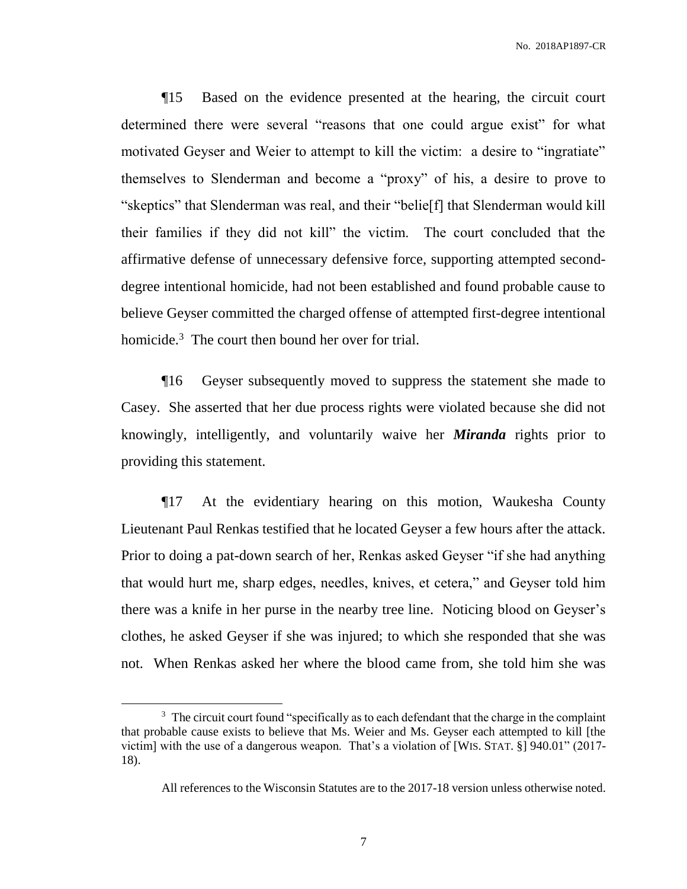¶15 Based on the evidence presented at the hearing, the circuit court determined there were several "reasons that one could argue exist" for what motivated Geyser and Weier to attempt to kill the victim: a desire to "ingratiate" themselves to Slenderman and become a "proxy" of his, a desire to prove to "skeptics" that Slenderman was real, and their "belie[f] that Slenderman would kill their families if they did not kill" the victim. The court concluded that the affirmative defense of unnecessary defensive force, supporting attempted second-degree intentional homicide, had not been established and found probable cause to believe Geyser committed the charged offense of attempted first-degree intentional homicide.[3] The court then bound her over for trial.

¶16 Geyser subsequently moved to suppress the statement she made to Casey. She asserted that her due process rights were violated because she did not knowingly, intelligently, and voluntarily waive her ***Miranda*** rights prior to providing this statement.

¶17 At the evidentiary hearing on this motion, Waukesha County Lieutenant Paul Renkas testified that he located Geyser a few hours after the attack. Prior to doing a pat-down search of her, Renkas asked Geyser "if she had anything that would hurt me, sharp edges, needles, knives, et cetera," and Geyser told him there was a knife in her purse in the nearby tree line. Noticing blood on Geyser's clothes, he asked Geyser if she was injured; to which she responded that she was not. When Renkas asked her where the blood came from, she told him she was

---

[3] The circuit court found "specifically as to each defendant that the charge in the complaint that probable cause exists to believe that Ms. Weier and Ms. Geyser each attempted to kill [the victim] with the use of a dangerous weapon. That's a violation of [WIS. STAT. §] 940.01" (2017-18).

All references to the Wisconsin Statutes are to the 2017-18 version unless otherwise noted.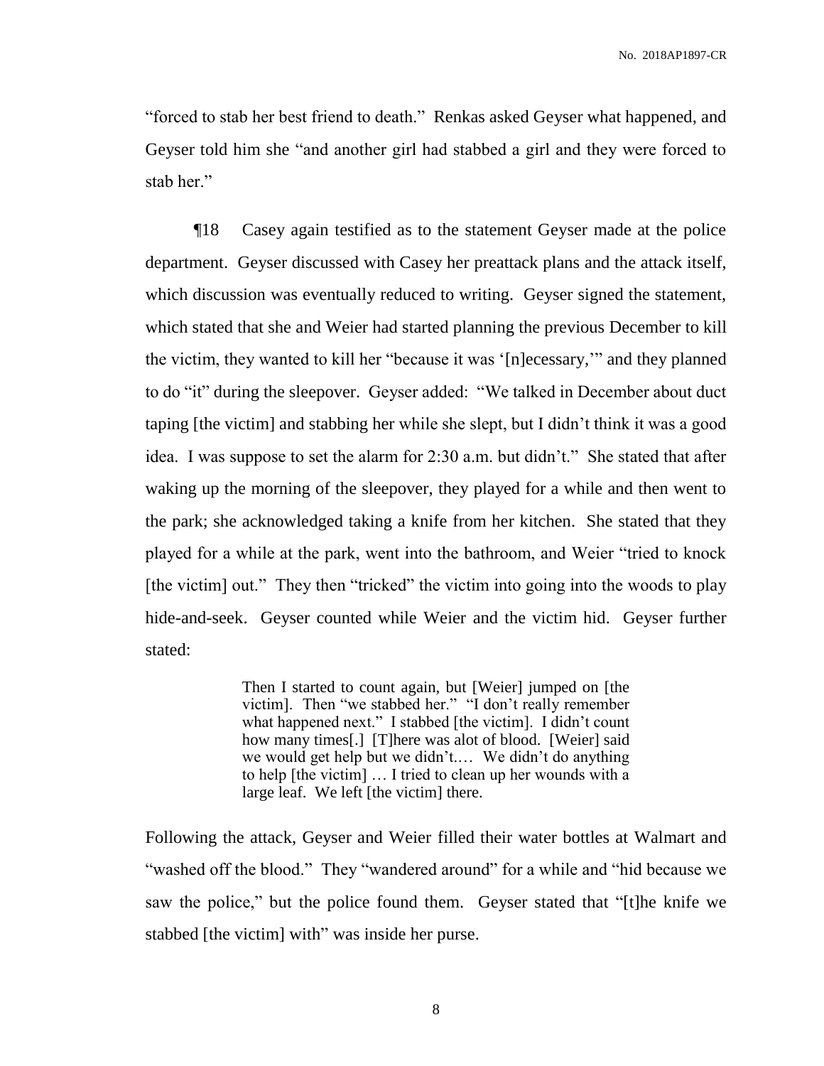"forced to stab her best friend to death." Renkas asked Geyser what happened, and Geyser told him she "and another girl had stabbed a girl and they were forced to stab her."

¶18 Casey again testified as to the statement Geyser made at the police department. Geyser discussed with Casey her preattack plans and the attack itself, which discussion was eventually reduced to writing. Geyser signed the statement, which stated that she and Weier had started planning the previous December to kill the victim, they wanted to kill her "because it was '[n]ecessary,'" and they planned to do "it" during the sleepover. Geyser added: "We talked in December about duct taping [the victim] and stabbing her while she slept, but I didn't think it was a good idea. I was suppose to set the alarm for 2:30 a.m. but didn't." She stated that after waking up the morning of the sleepover, they played for a while and then went to the park; she acknowledged taking a knife from her kitchen. She stated that they played for a while at the park, went into the bathroom, and Weier "tried to knock [the victim] out." They then "tricked" the victim into going into the woods to play hide-and-seek. Geyser counted while Weier and the victim hid. Geyser further stated:

> Then I started to count again, but [Weier] jumped on [the victim]. Then "we stabbed her." "I don't really remember what happened next." I stabbed [the victim]. I didn't count how many times[.] [T]here was alot of blood. [Weier] said we would get help but we didn't.… We didn't do anything to help [the victim] … I tried to clean up her wounds with a large leaf. We left [the victim] there.

Following the attack, Geyser and Weier filled their water bottles at Walmart and "washed off the blood." They "wandered around" for a while and "hid because we saw the police," but the police found them. Geyser stated that "[t]he knife we stabbed [the victim] with" was inside her purse.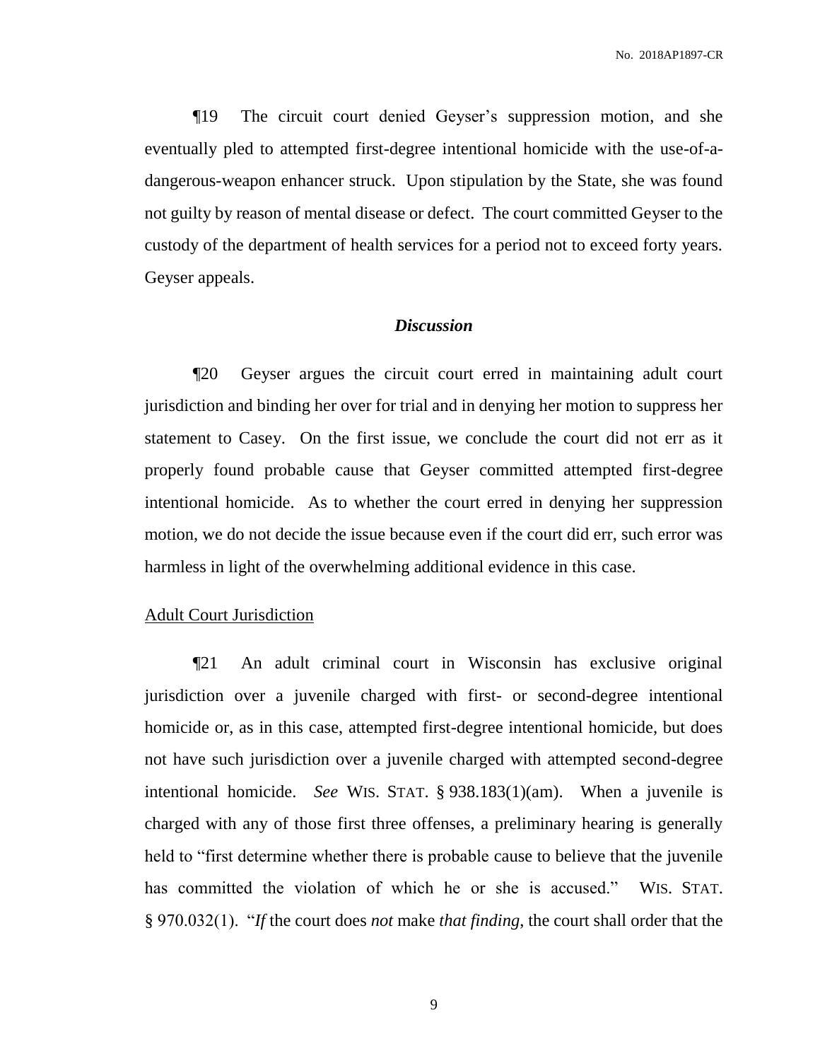¶19 The circuit court denied Geyser's suppression motion, and she eventually pled to attempted first-degree intentional homicide with the use-of-a-dangerous-weapon enhancer struck. Upon stipulation by the State, she was found not guilty by reason of mental disease or defect. The court committed Geyser to the custody of the department of health services for a period not to exceed forty years. Geyser appeals.

## *Discussion*

¶20 Geyser argues the circuit court erred in maintaining adult court jurisdiction and binding her over for trial and in denying her motion to suppress her statement to Casey. On the first issue, we conclude the court did not err as it properly found probable cause that Geyser committed attempted first-degree intentional homicide. As to whether the court erred in denying her suppression motion, we do not decide the issue because even if the court did err, such error was harmless in light of the overwhelming additional evidence in this case.

### Adult Court Jurisdiction

¶21 An adult criminal court in Wisconsin has exclusive original jurisdiction over a juvenile charged with first- or second-degree intentional homicide or, as in this case, attempted first-degree intentional homicide, but does not have such jurisdiction over a juvenile charged with attempted second-degree intentional homicide. *See* WIS. STAT. § 938.183(1)(am). When a juvenile is charged with any of those first three offenses, a preliminary hearing is generally held to "first determine whether there is probable cause to believe that the juvenile has committed the violation of which he or she is accused." WIS. STAT. § 970.032(1). "*If* the court does *not* make *that finding*, the court shall order that the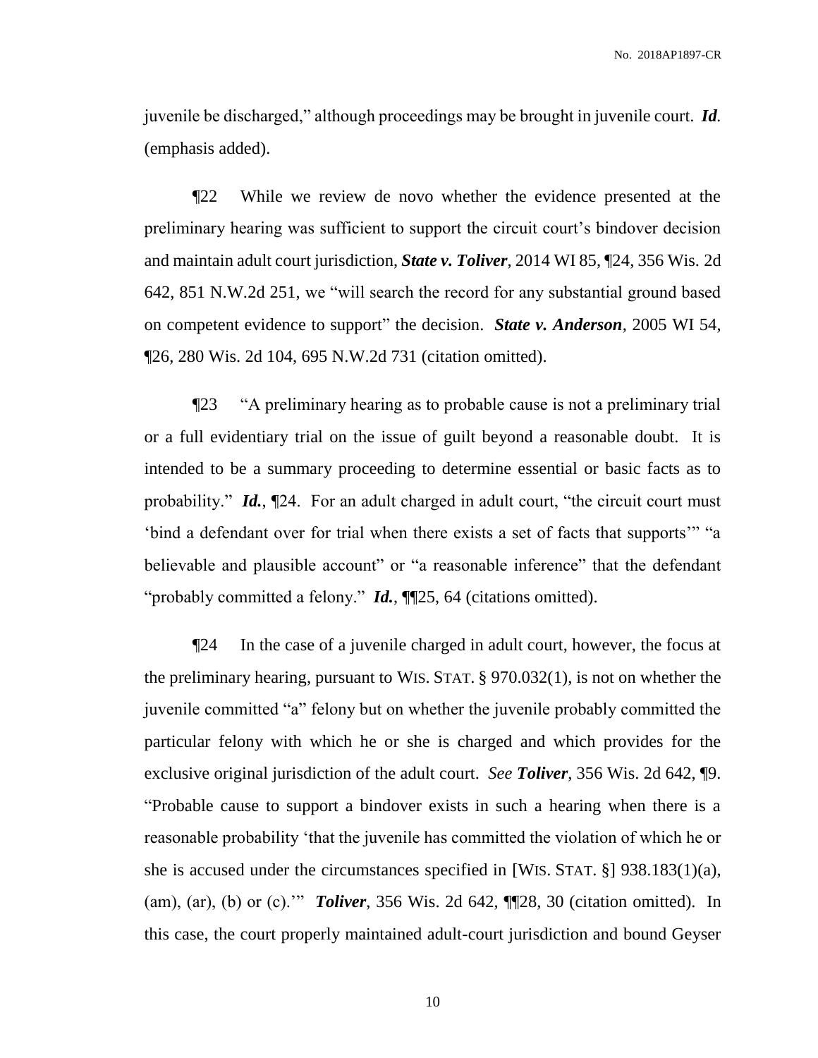juvenile be discharged," although proceedings may be brought in juvenile court. ***Id.*** (emphasis added).

¶22 While we review de novo whether the evidence presented at the preliminary hearing was sufficient to support the circuit court's bindover decision and maintain adult court jurisdiction, ***State v. Toliver***, 2014 WI 85, ¶24, 356 Wis. 2d 642, 851 N.W.2d 251, we "will search the record for any substantial ground based on competent evidence to support" the decision. ***State v. Anderson***, 2005 WI 54, ¶26, 280 Wis. 2d 104, 695 N.W.2d 731 (citation omitted).

¶23 "A preliminary hearing as to probable cause is not a preliminary trial or a full evidentiary trial on the issue of guilt beyond a reasonable doubt. It is intended to be a summary proceeding to determine essential or basic facts as to probability." ***Id.***, ¶24. For an adult charged in adult court, "the circuit court must 'bind a defendant over for trial when there exists a set of facts that supports'" "a believable and plausible account" or "a reasonable inference" that the defendant "probably committed a felony." ***Id.***, ¶¶25, 64 (citations omitted).

¶24 In the case of a juvenile charged in adult court, however, the focus at the preliminary hearing, pursuant to WIS. STAT. § 970.032(1), is not on whether the juvenile committed "a" felony but on whether the juvenile probably committed the particular felony with which he or she is charged and which provides for the exclusive original jurisdiction of the adult court. *See* ***Toliver***, 356 Wis. 2d 642, ¶9. "Probable cause to support a bindover exists in such a hearing when there is a reasonable probability 'that the juvenile has committed the violation of which he or she is accused under the circumstances specified in [WIS. STAT. §] 938.183(1)(a), (am), (ar), (b) or (c).'" ***Toliver***, 356 Wis. 2d 642, ¶¶28, 30 (citation omitted). In this case, the court properly maintained adult-court jurisdiction and bound Geyser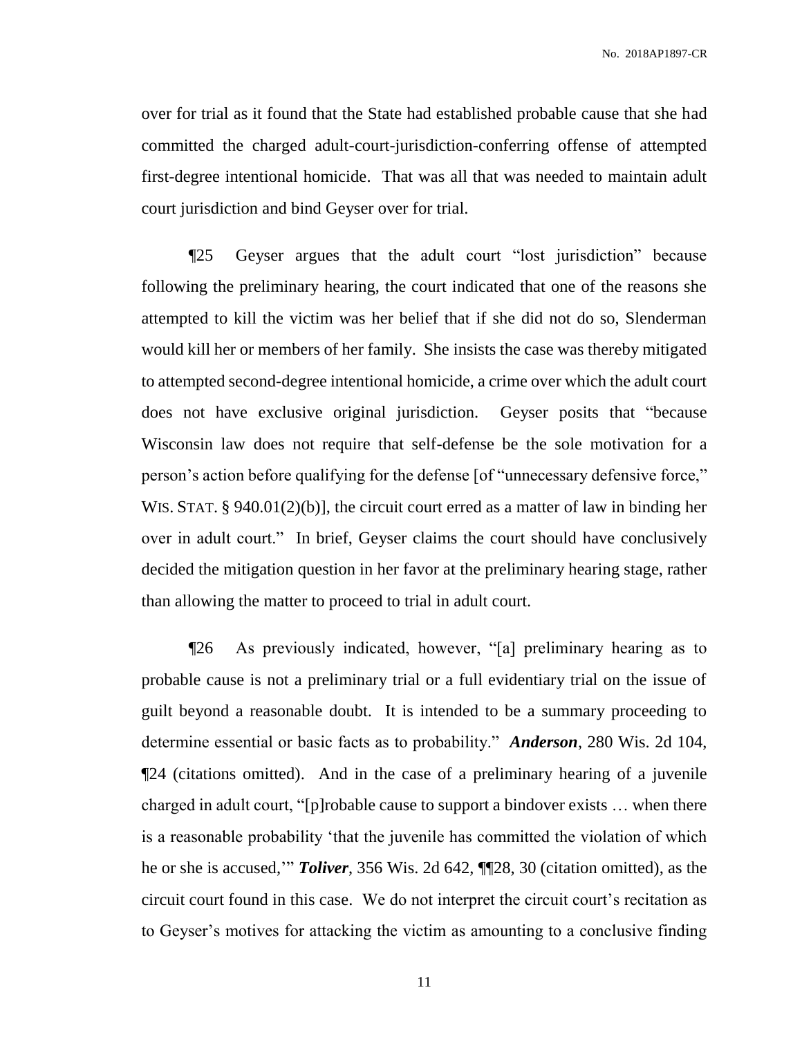over for trial as it found that the State had established probable cause that she had committed the charged adult-court-jurisdiction-conferring offense of attempted first-degree intentional homicide. That was all that was needed to maintain adult court jurisdiction and bind Geyser over for trial.

¶25 Geyser argues that the adult court "lost jurisdiction" because following the preliminary hearing, the court indicated that one of the reasons she attempted to kill the victim was her belief that if she did not do so, Slenderman would kill her or members of her family. She insists the case was thereby mitigated to attempted second-degree intentional homicide, a crime over which the adult court does not have exclusive original jurisdiction. Geyser posits that "because Wisconsin law does not require that self-defense be the sole motivation for a person's action before qualifying for the defense [of "unnecessary defensive force," WIS. STAT. § 940.01(2)(b)], the circuit court erred as a matter of law in binding her over in adult court." In brief, Geyser claims the court should have conclusively decided the mitigation question in her favor at the preliminary hearing stage, rather than allowing the matter to proceed to trial in adult court.

¶26 As previously indicated, however, "[a] preliminary hearing as to probable cause is not a preliminary trial or a full evidentiary trial on the issue of guilt beyond a reasonable doubt. It is intended to be a summary proceeding to determine essential or basic facts as to probability." ***Anderson***, 280 Wis. 2d 104, ¶24 (citations omitted). And in the case of a preliminary hearing of a juvenile charged in adult court, "[p]robable cause to support a bindover exists … when there is a reasonable probability 'that the juvenile has committed the violation of which he or she is accused,'" ***Toliver***, 356 Wis. 2d 642, ¶¶28, 30 (citation omitted), as the circuit court found in this case. We do not interpret the circuit court's recitation as to Geyser's motives for attacking the victim as amounting to a conclusive finding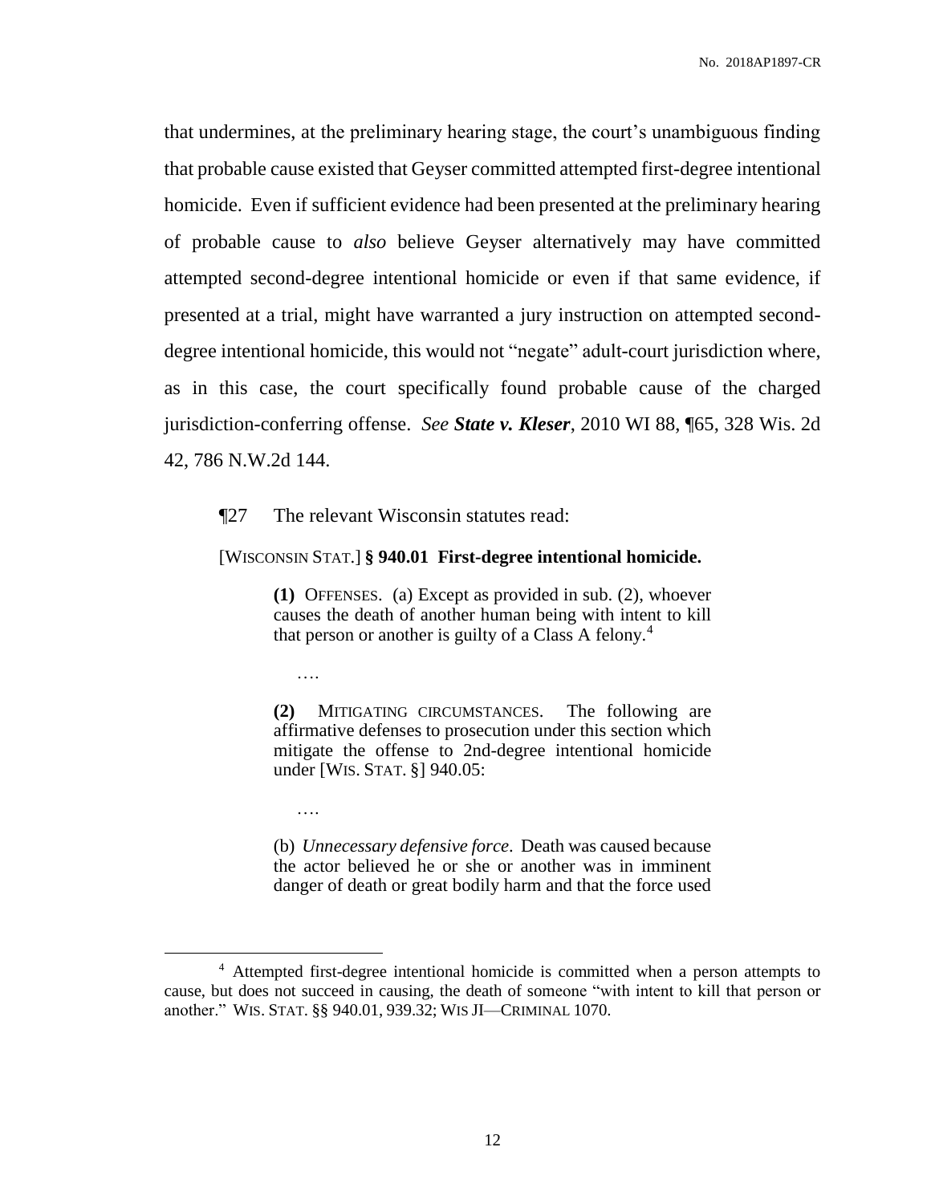that undermines, at the preliminary hearing stage, the court's unambiguous finding that probable cause existed that Geyser committed attempted first-degree intentional homicide. Even if sufficient evidence had been presented at the preliminary hearing of probable cause to *also* believe Geyser alternatively may have committed attempted second-degree intentional homicide or even if that same evidence, if presented at a trial, might have warranted a jury instruction on attempted second-degree intentional homicide, this would not "negate" adult-court jurisdiction where, as in this case, the court specifically found probable cause of the charged jurisdiction-conferring offense. *See* ***State v. Kleser***, 2010 WI 88, ¶65, 328 Wis. 2d 42, 786 N.W.2d 144.

¶27 The relevant Wisconsin statutes read:

[WISCONSIN STAT.] **§ 940.01 First-degree intentional homicide.**

> **(1)** OFFENSES. (a) Except as provided in sub. (2), whoever causes the death of another human being with intent to kill that person or another is guilty of a Class A felony.[4]
>
> ….
>
> **(2)** MITIGATING CIRCUMSTANCES. The following are affirmative defenses to prosecution under this section which mitigate the offense to 2nd-degree intentional homicide under [WIS. STAT. §] 940.05:
>
> ….
>
> (b) *Unnecessary defensive force*. Death was caused because the actor believed he or she or another was in imminent danger of death or great bodily harm and that the force used

---

[4] Attempted first-degree intentional homicide is committed when a person attempts to cause, but does not succeed in causing, the death of someone "with intent to kill that person or another." WIS. STAT. §§ 940.01, 939.32; WIS JI—CRIMINAL 1070.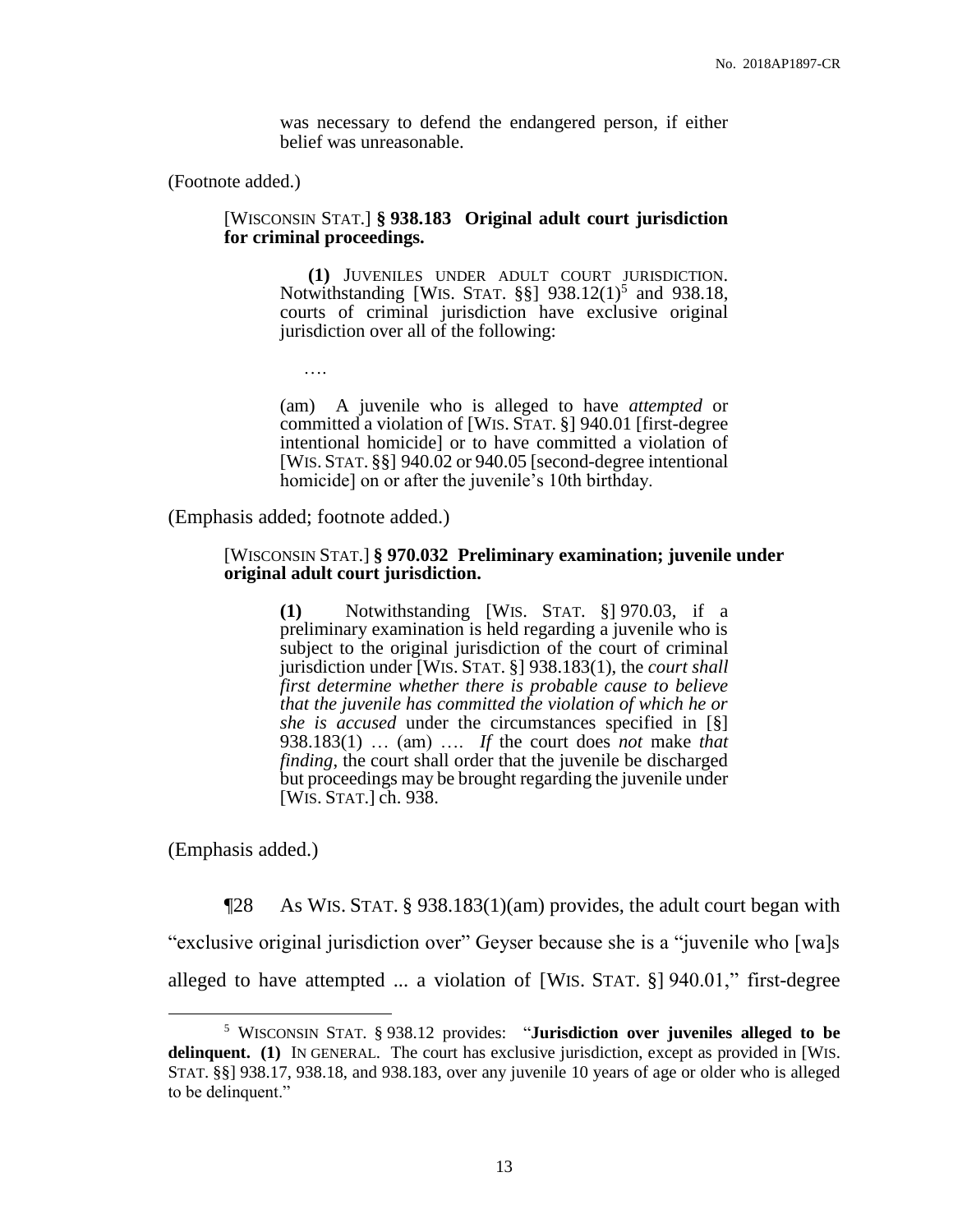> was necessary to defend the endangered person, if either belief was unreasonable.

(Footnote added.)

> [WISCONSIN STAT.] **§ 938.183 Original adult court jurisdiction for criminal proceedings.**
>
> **(1)** JUVENILES UNDER ADULT COURT JURISDICTION. Notwithstanding [WIS. STAT. §§] 938.12(1)[5] and 938.18, courts of criminal jurisdiction have exclusive original jurisdiction over all of the following:
>
> ….
>
> (am) A juvenile who is alleged to have *attempted* or committed a violation of [WIS. STAT. §] 940.01 [first-degree intentional homicide] or to have committed a violation of [WIS. STAT. §§] 940.02 or 940.05 [second-degree intentional homicide] on or after the juvenile's 10th birthday.

(Emphasis added; footnote added.)

> [WISCONSIN STAT.] **§ 970.032 Preliminary examination; juvenile under original adult court jurisdiction.**
>
> **(1)** Notwithstanding [WIS. STAT. §] 970.03, if a preliminary examination is held regarding a juvenile who is subject to the original jurisdiction of the court of criminal jurisdiction under [WIS. STAT. §] 938.183(1), the *court shall first determine whether there is probable cause to believe that the juvenile has committed the violation of which he or she is accused* under the circumstances specified in [§] 938.183(1) … (am) …. *If* the court does *not* make *that finding*, the court shall order that the juvenile be discharged but proceedings may be brought regarding the juvenile under [WIS. STAT.] ch. 938.

(Emphasis added.)

¶28 As WIS. STAT. § 938.183(1)(am) provides, the adult court began with "exclusive original jurisdiction over" Geyser because she is a "juvenile who [wa]s alleged to have attempted ... a violation of [WIS. STAT. §] 940.01," first-degree

---

[5] WISCONSIN STAT. § 938.12 provides: "**Jurisdiction over juveniles alleged to be delinquent. (1)** IN GENERAL. The court has exclusive jurisdiction, except as provided in [WIS. STAT. §§] 938.17, 938.18, and 938.183, over any juvenile 10 years of age or older who is alleged to be delinquent."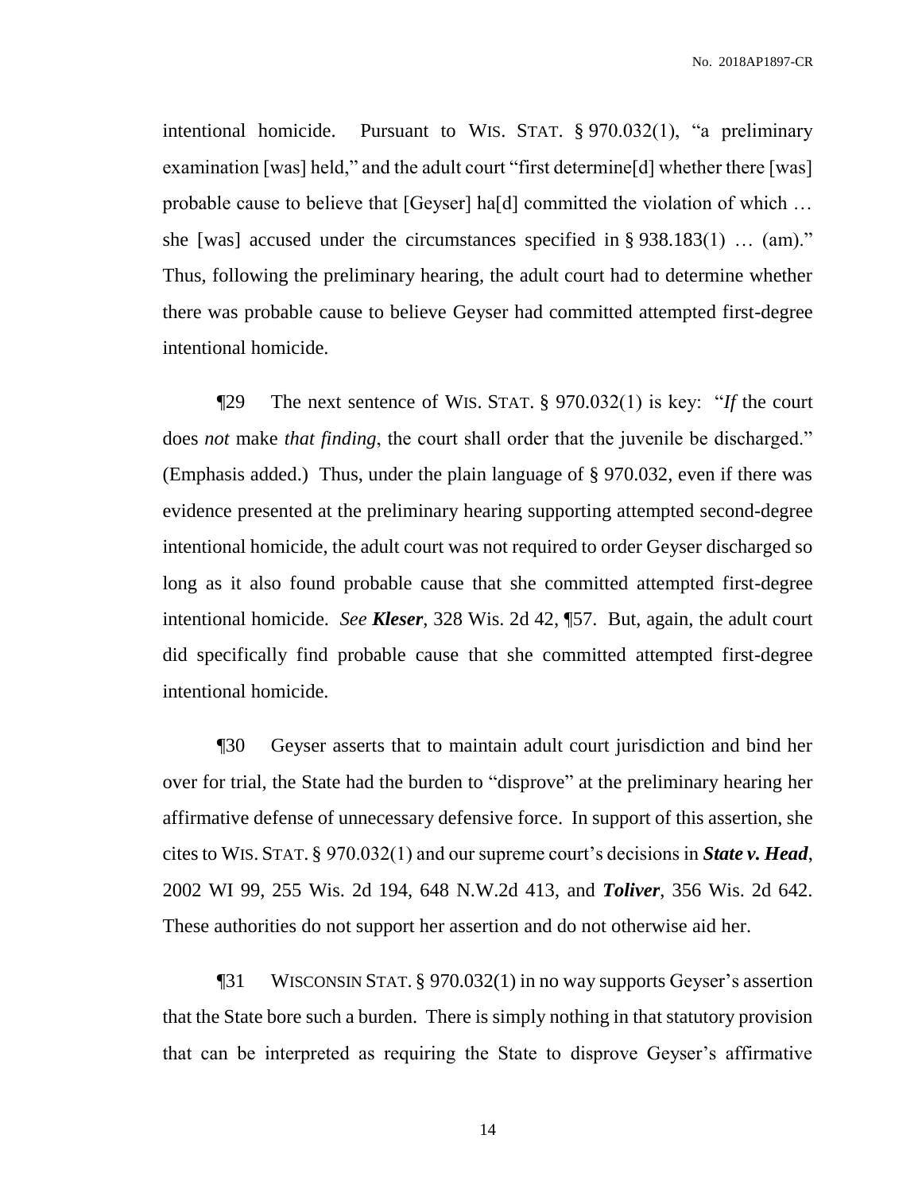intentional homicide. Pursuant to WIS. STAT. § 970.032(1), "a preliminary examination [was] held," and the adult court "first determine[d] whether there [was] probable cause to believe that [Geyser] ha[d] committed the violation of which … she [was] accused under the circumstances specified in § 938.183(1) … (am)." Thus, following the preliminary hearing, the adult court had to determine whether there was probable cause to believe Geyser had committed attempted first-degree intentional homicide.

¶29 The next sentence of WIS. STAT. § 970.032(1) is key: "*If* the court does *not* make *that finding*, the court shall order that the juvenile be discharged." (Emphasis added.) Thus, under the plain language of § 970.032, even if there was evidence presented at the preliminary hearing supporting attempted second-degree intentional homicide, the adult court was not required to order Geyser discharged so long as it also found probable cause that she committed attempted first-degree intentional homicide. *See* ***Kleser***, 328 Wis. 2d 42, ¶57. But, again, the adult court did specifically find probable cause that she committed attempted first-degree intentional homicide.

¶30 Geyser asserts that to maintain adult court jurisdiction and bind her over for trial, the State had the burden to "disprove" at the preliminary hearing her affirmative defense of unnecessary defensive force. In support of this assertion, she cites to WIS. STAT. § 970.032(1) and our supreme court's decisions in ***State v. Head***, 2002 WI 99, 255 Wis. 2d 194, 648 N.W.2d 413, and ***Toliver***, 356 Wis. 2d 642. These authorities do not support her assertion and do not otherwise aid her.

¶31 WISCONSIN STAT. § 970.032(1) in no way supports Geyser's assertion that the State bore such a burden. There is simply nothing in that statutory provision that can be interpreted as requiring the State to disprove Geyser's affirmative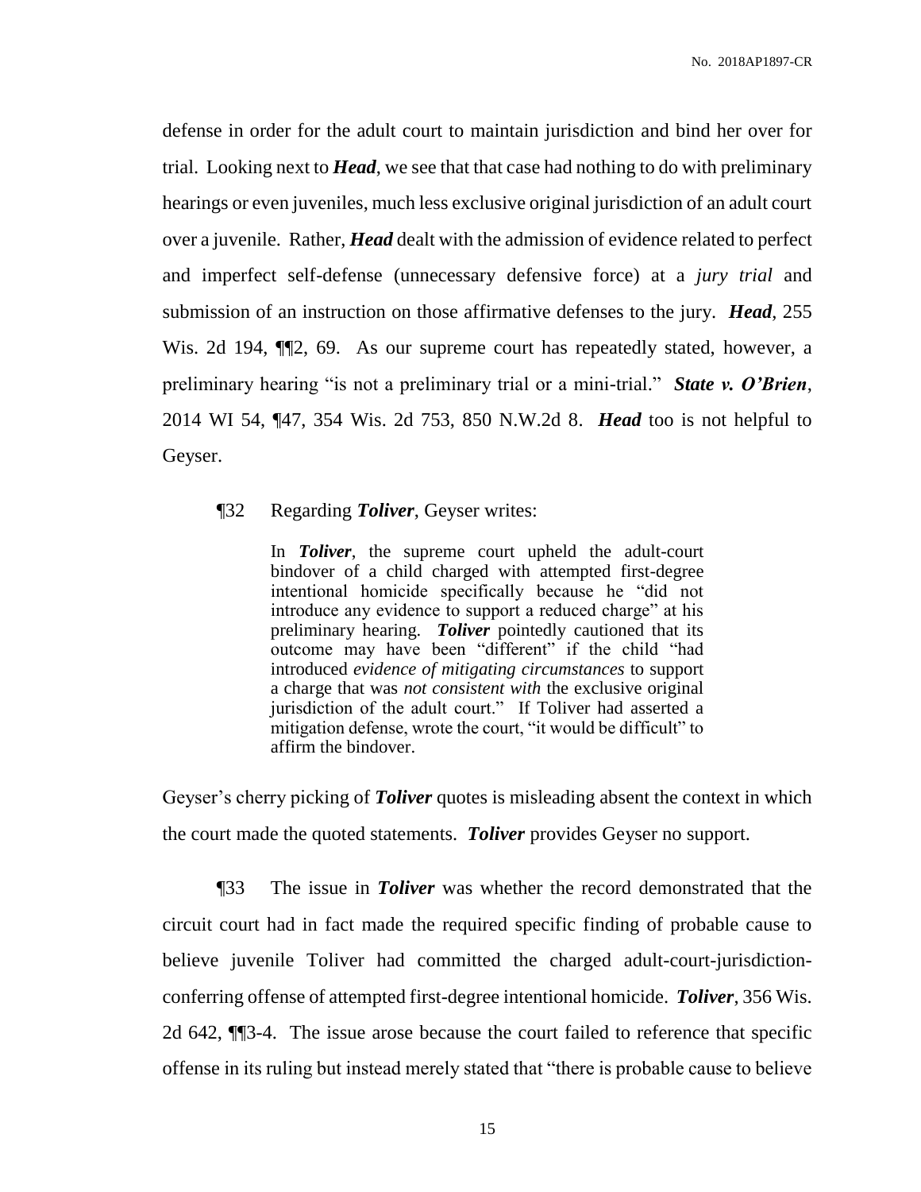defense in order for the adult court to maintain jurisdiction and bind her over for trial. Looking next to ***Head***, we see that that case had nothing to do with preliminary hearings or even juveniles, much less exclusive original jurisdiction of an adult court over a juvenile. Rather, ***Head*** dealt with the admission of evidence related to perfect and imperfect self-defense (unnecessary defensive force) at a *jury trial* and submission of an instruction on those affirmative defenses to the jury. ***Head***, 255 Wis. 2d 194, ¶¶2, 69. As our supreme court has repeatedly stated, however, a preliminary hearing "is not a preliminary trial or a mini-trial." ***State v. O'Brien***, 2014 WI 54, ¶47, 354 Wis. 2d 753, 850 N.W.2d 8. ***Head*** too is not helpful to Geyser.

¶32 Regarding ***Toliver***, Geyser writes:

> In ***Toliver***, the supreme court upheld the adult-court bindover of a child charged with attempted first-degree intentional homicide specifically because he "did not introduce any evidence to support a reduced charge" at his preliminary hearing. ***Toliver*** pointedly cautioned that its outcome may have been "different" if the child "had introduced *evidence of mitigating circumstances* to support a charge that was *not consistent with* the exclusive original jurisdiction of the adult court." If Toliver had asserted a mitigation defense, wrote the court, "it would be difficult" to affirm the bindover.

Geyser's cherry picking of ***Toliver*** quotes is misleading absent the context in which the court made the quoted statements. ***Toliver*** provides Geyser no support.

¶33 The issue in ***Toliver*** was whether the record demonstrated that the circuit court had in fact made the required specific finding of probable cause to believe juvenile Toliver had committed the charged adult-court-jurisdiction-conferring offense of attempted first-degree intentional homicide. ***Toliver***, 356 Wis. 2d 642, ¶¶3-4. The issue arose because the court failed to reference that specific offense in its ruling but instead merely stated that "there is probable cause to believe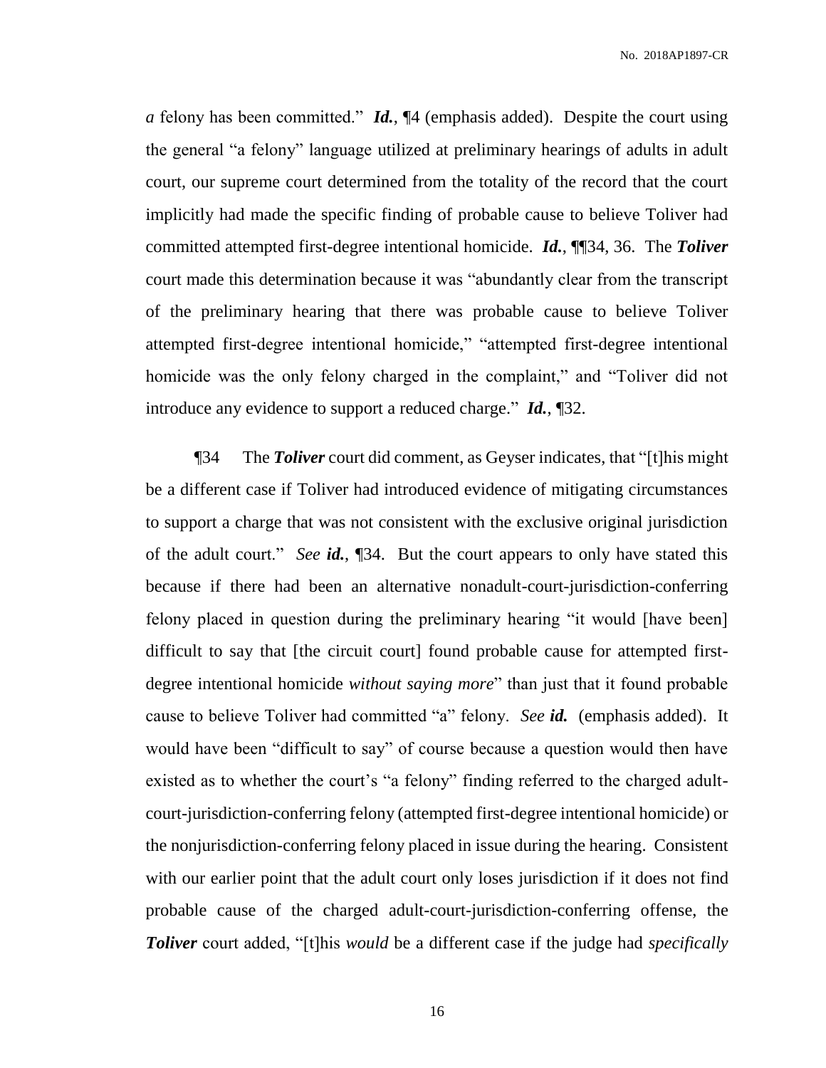*a* felony has been committed." ***Id.***, ¶4 (emphasis added). Despite the court using the general "a felony" language utilized at preliminary hearings of adults in adult court, our supreme court determined from the totality of the record that the court implicitly had made the specific finding of probable cause to believe Toliver had committed attempted first-degree intentional homicide. ***Id.***, ¶¶34, 36. The ***Toliver*** court made this determination because it was "abundantly clear from the transcript of the preliminary hearing that there was probable cause to believe Toliver attempted first-degree intentional homicide," "attempted first-degree intentional homicide was the only felony charged in the complaint," and "Toliver did not introduce any evidence to support a reduced charge." ***Id.***, ¶32.

¶34 The ***Toliver*** court did comment, as Geyser indicates, that "[t]his might be a different case if Toliver had introduced evidence of mitigating circumstances to support a charge that was not consistent with the exclusive original jurisdiction of the adult court." *See* ***id.***, ¶34. But the court appears to only have stated this because if there had been an alternative nonadult-court-jurisdiction-conferring felony placed in question during the preliminary hearing "it would [have been] difficult to say that [the circuit court] found probable cause for attempted first-degree intentional homicide *without saying more*" than just that it found probable cause to believe Toliver had committed "a" felony. *See* ***id.*** (emphasis added). It would have been "difficult to say" of course because a question would then have existed as to whether the court's "a felony" finding referred to the charged adult-court-jurisdiction-conferring felony (attempted first-degree intentional homicide) or the nonjurisdiction-conferring felony placed in issue during the hearing. Consistent with our earlier point that the adult court only loses jurisdiction if it does not find probable cause of the charged adult-court-jurisdiction-conferring offense, the ***Toliver*** court added, "[t]his *would* be a different case if the judge had *specifically*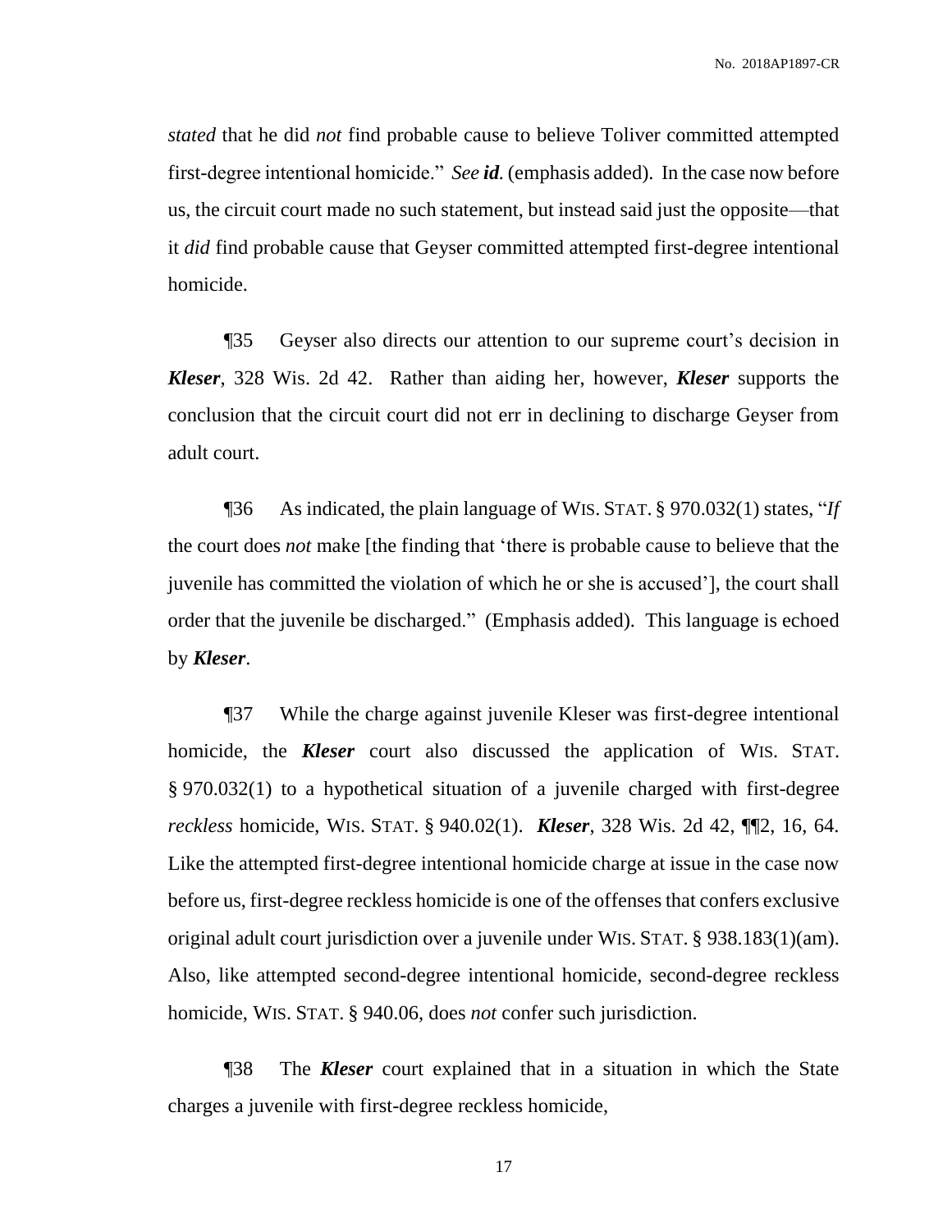*stated* that he did *not* find probable cause to believe Toliver committed attempted first-degree intentional homicide." *See **id***. (emphasis added). In the case now before us, the circuit court made no such statement, but instead said just the opposite—that it *did* find probable cause that Geyser committed attempted first-degree intentional homicide.

¶35 Geyser also directs our attention to our supreme court's decision in ***Kleser***, 328 Wis. 2d 42. Rather than aiding her, however, ***Kleser*** supports the conclusion that the circuit court did not err in declining to discharge Geyser from adult court.

¶36 As indicated, the plain language of WIS. STAT. § 970.032(1) states, "*If* the court does *not* make [the finding that 'there is probable cause to believe that the juvenile has committed the violation of which he or she is accused'], the court shall order that the juvenile be discharged." (Emphasis added). This language is echoed by ***Kleser***.

¶37 While the charge against juvenile Kleser was first-degree intentional homicide, the ***Kleser*** court also discussed the application of WIS. STAT. § 970.032(1) to a hypothetical situation of a juvenile charged with first-degree *reckless* homicide, WIS. STAT. § 940.02(1). ***Kleser***, 328 Wis. 2d 42, ¶¶2, 16, 64. Like the attempted first-degree intentional homicide charge at issue in the case now before us, first-degree reckless homicide is one of the offenses that confers exclusive original adult court jurisdiction over a juvenile under WIS. STAT. § 938.183(1)(am). Also, like attempted second-degree intentional homicide, second-degree reckless homicide, WIS. STAT. § 940.06, does *not* confer such jurisdiction.

¶38 The ***Kleser*** court explained that in a situation in which the State charges a juvenile with first-degree reckless homicide,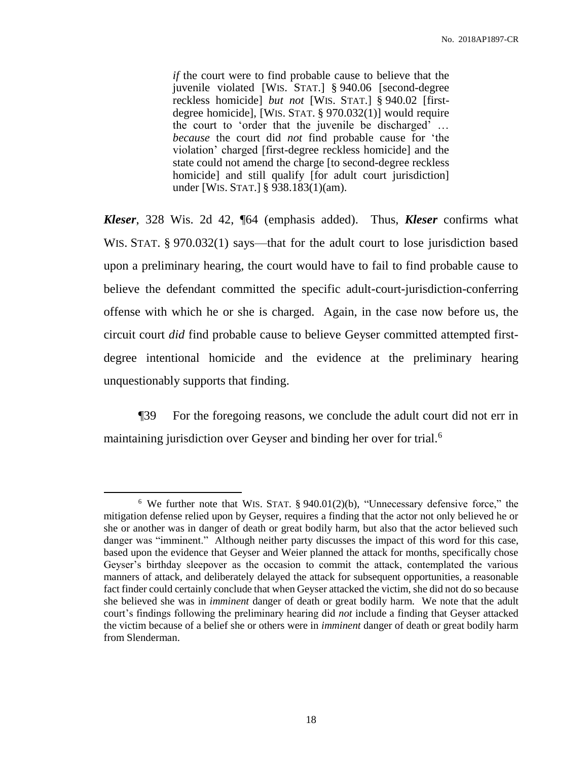> *if* the court were to find probable cause to believe that the juvenile violated [WIS. STAT.] § 940.06 [second-degree reckless homicide] *but not* [WIS. STAT.] § 940.02 [first-degree homicide], [WIS. STAT. § 970.032(1)] would require the court to 'order that the juvenile be discharged' … *because* the court did *not* find probable cause for 'the violation' charged [first-degree reckless homicide] and the state could not amend the charge [to second-degree reckless homicide] and still qualify [for adult court jurisdiction] under [WIS. STAT.] § 938.183(1)(am).

***Kleser***, 328 Wis. 2d 42, ¶64 (emphasis added). Thus, ***Kleser*** confirms what WIS. STAT. § 970.032(1) says—that for the adult court to lose jurisdiction based upon a preliminary hearing, the court would have to fail to find probable cause to believe the defendant committed the specific adult-court-jurisdiction-conferring offense with which he or she is charged. Again, in the case now before us, the circuit court *did* find probable cause to believe Geyser committed attempted first-degree intentional homicide and the evidence at the preliminary hearing unquestionably supports that finding.

¶39 For the foregoing reasons, we conclude the adult court did not err in maintaining jurisdiction over Geyser and binding her over for trial.[6]

[6] We further note that WIS. STAT. § 940.01(2)(b), "Unnecessary defensive force," the mitigation defense relied upon by Geyser, requires a finding that the actor not only believed he or she or another was in danger of death or great bodily harm, but also that the actor believed such danger was "imminent." Although neither party discusses the impact of this word for this case, based upon the evidence that Geyser and Weier planned the attack for months, specifically chose Geyser's birthday sleepover as the occasion to commit the attack, contemplated the various manners of attack, and deliberately delayed the attack for subsequent opportunities, a reasonable fact finder could certainly conclude that when Geyser attacked the victim, she did not do so because she believed she was in *imminent* danger of death or great bodily harm. We note that the adult court's findings following the preliminary hearing did *not* include a finding that Geyser attacked the victim because of a belief she or others were in *imminent* danger of death or great bodily harm from Slenderman.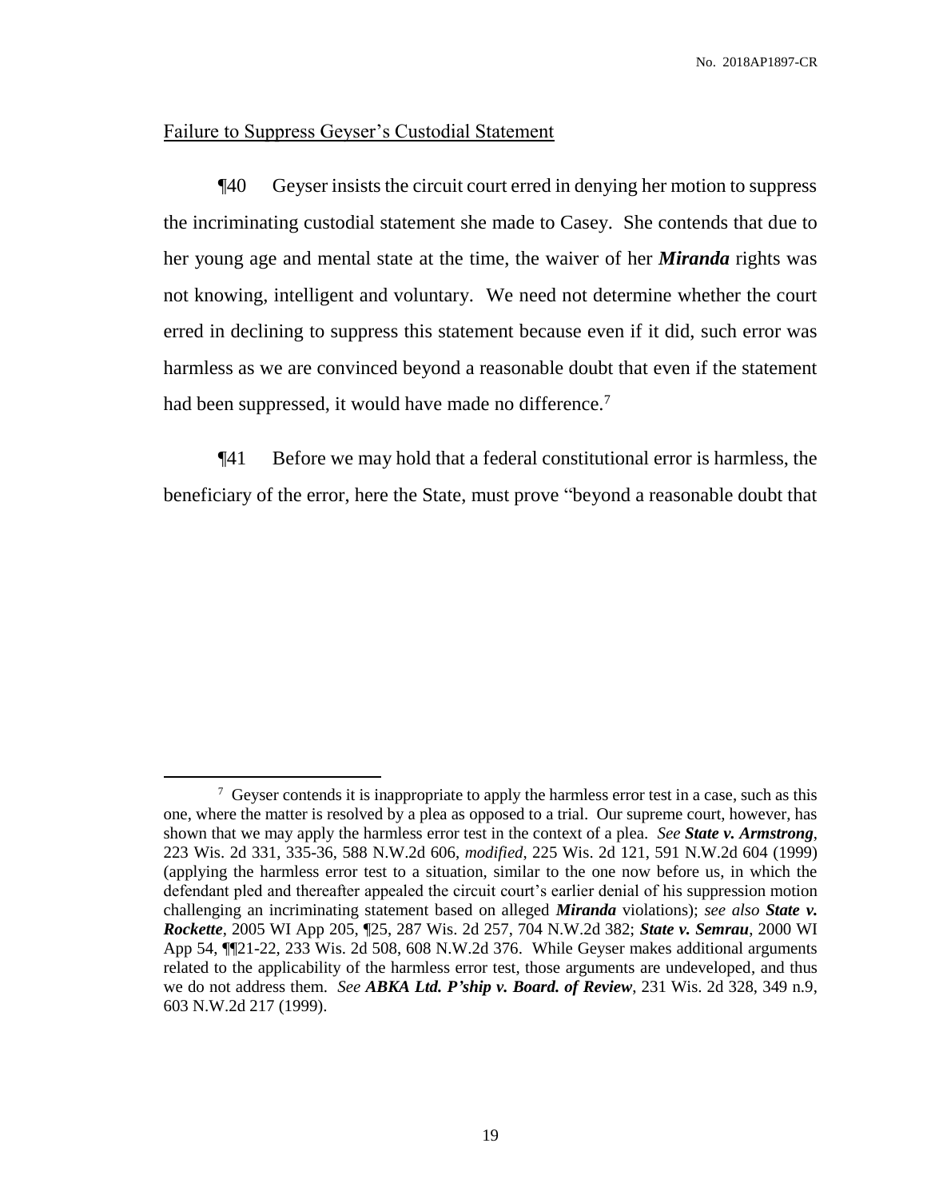Failure to Suppress Geyser's Custodial Statement

¶40 Geyser insists the circuit court erred in denying her motion to suppress the incriminating custodial statement she made to Casey. She contends that due to her young age and mental state at the time, the waiver of her ***Miranda*** rights was not knowing, intelligent and voluntary. We need not determine whether the court erred in declining to suppress this statement because even if it did, such error was harmless as we are convinced beyond a reasonable doubt that even if the statement had been suppressed, it would have made no difference.[7]

¶41 Before we may hold that a federal constitutional error is harmless, the beneficiary of the error, here the State, must prove "beyond a reasonable doubt that

---

[7] Geyser contends it is inappropriate to apply the harmless error test in a case, such as this one, where the matter is resolved by a plea as opposed to a trial. Our supreme court, however, has shown that we may apply the harmless error test in the context of a plea. *See* ***State v. Armstrong***, 223 Wis. 2d 331, 335-36, 588 N.W.2d 606, *modified*, 225 Wis. 2d 121, 591 N.W.2d 604 (1999) (applying the harmless error test to a situation, similar to the one now before us, in which the defendant pled and thereafter appealed the circuit court's earlier denial of his suppression motion challenging an incriminating statement based on alleged ***Miranda*** violations); *see also* ***State v. Rockette***, 2005 WI App 205, ¶25, 287 Wis. 2d 257, 704 N.W.2d 382; ***State v. Semrau***, 2000 WI App 54, ¶¶21-22, 233 Wis. 2d 508, 608 N.W.2d 376. While Geyser makes additional arguments related to the applicability of the harmless error test, those arguments are undeveloped, and thus we do not address them. *See* ***ABKA Ltd. P'ship v. Board. of Review***, 231 Wis. 2d 328, 349 n.9, 603 N.W.2d 217 (1999).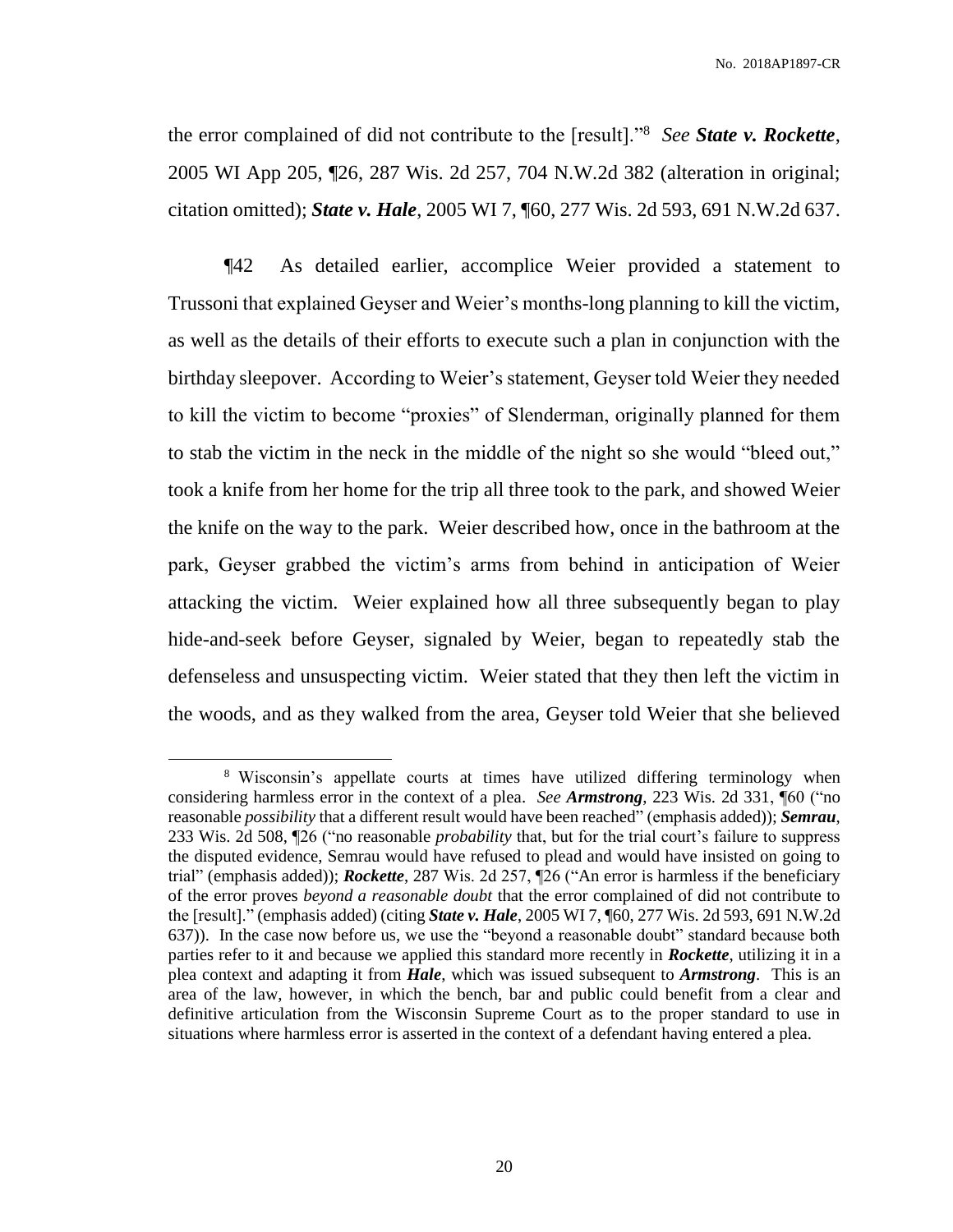the error complained of did not contribute to the [result]."[8] *See* ***State v. Rockette***, 2005 WI App 205, ¶26, 287 Wis. 2d 257, 704 N.W.2d 382 (alteration in original; citation omitted); ***State v. Hale***, 2005 WI 7, ¶60, 277 Wis. 2d 593, 691 N.W.2d 637.

¶42 As detailed earlier, accomplice Weier provided a statement to Trussoni that explained Geyser and Weier's months-long planning to kill the victim, as well as the details of their efforts to execute such a plan in conjunction with the birthday sleepover. According to Weier's statement, Geyser told Weier they needed to kill the victim to become "proxies" of Slenderman, originally planned for them to stab the victim in the neck in the middle of the night so she would "bleed out," took a knife from her home for the trip all three took to the park, and showed Weier the knife on the way to the park. Weier described how, once in the bathroom at the park, Geyser grabbed the victim's arms from behind in anticipation of Weier attacking the victim. Weier explained how all three subsequently began to play hide-and-seek before Geyser, signaled by Weier, began to repeatedly stab the defenseless and unsuspecting victim. Weier stated that they then left the victim in the woods, and as they walked from the area, Geyser told Weier that she believed

---

[8] Wisconsin's appellate courts at times have utilized differing terminology when considering harmless error in the context of a plea. *See* ***Armstrong***, 223 Wis. 2d 331, ¶60 ("no reasonable *possibility* that a different result would have been reached" (emphasis added)); ***Semrau***, 233 Wis. 2d 508, ¶26 ("no reasonable *probability* that, but for the trial court's failure to suppress the disputed evidence, Semrau would have refused to plead and would have insisted on going to trial" (emphasis added)); ***Rockette***, 287 Wis. 2d 257, ¶26 ("An error is harmless if the beneficiary of the error proves *beyond a reasonable doubt* that the error complained of did not contribute to the [result]." (emphasis added) (citing ***State v. Hale***, 2005 WI 7, ¶60, 277 Wis. 2d 593, 691 N.W.2d 637)). In the case now before us, we use the "beyond a reasonable doubt" standard because both parties refer to it and because we applied this standard more recently in ***Rockette***, utilizing it in a plea context and adapting it from ***Hale***, which was issued subsequent to ***Armstrong***. This is an area of the law, however, in which the bench, bar and public could benefit from a clear and definitive articulation from the Wisconsin Supreme Court as to the proper standard to use in situations where harmless error is asserted in the context of a defendant having entered a plea.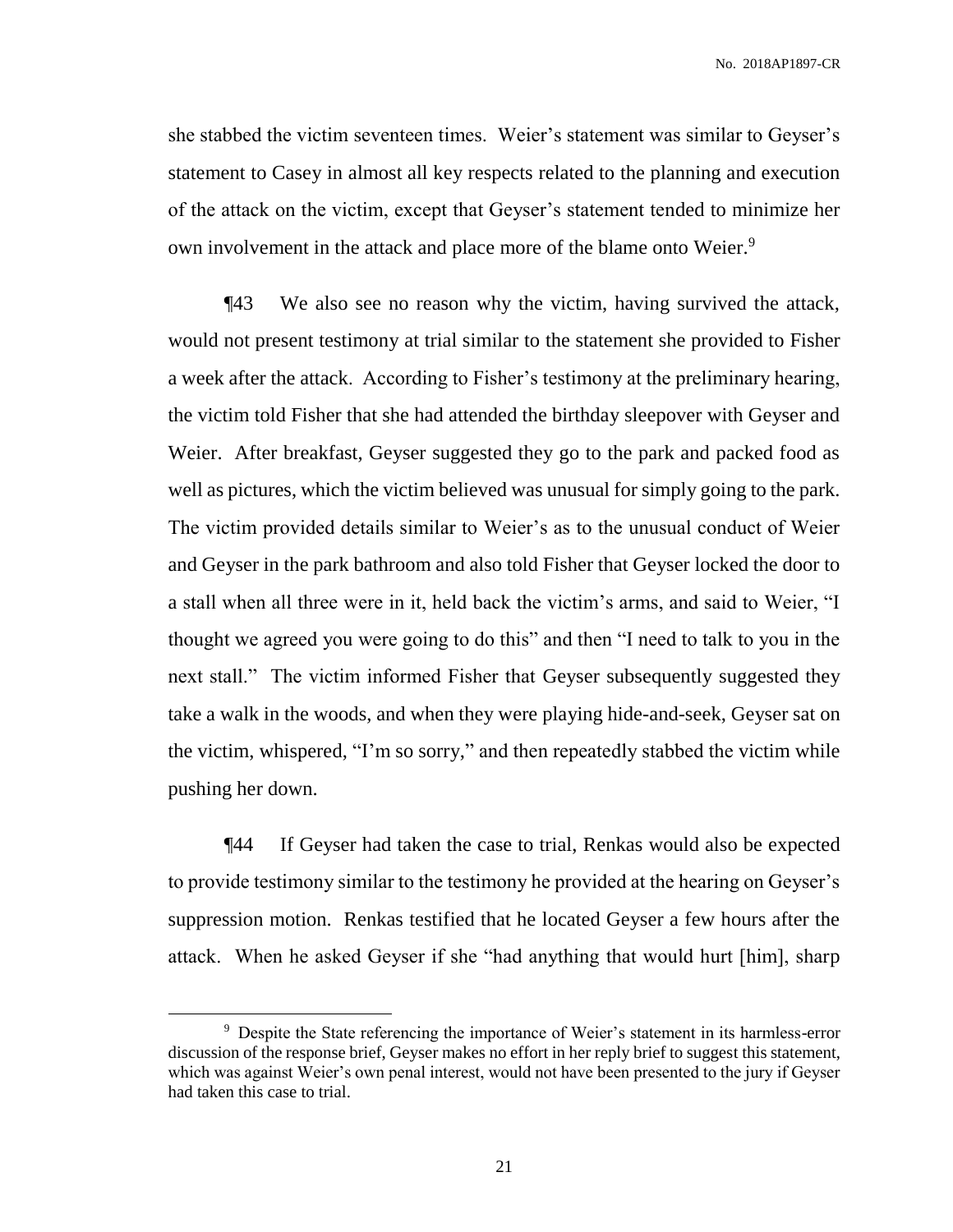she stabbed the victim seventeen times. Weier's statement was similar to Geyser's statement to Casey in almost all key respects related to the planning and execution of the attack on the victim, except that Geyser's statement tended to minimize her own involvement in the attack and place more of the blame onto Weier.[9]

¶43 We also see no reason why the victim, having survived the attack, would not present testimony at trial similar to the statement she provided to Fisher a week after the attack. According to Fisher's testimony at the preliminary hearing, the victim told Fisher that she had attended the birthday sleepover with Geyser and Weier. After breakfast, Geyser suggested they go to the park and packed food as well as pictures, which the victim believed was unusual for simply going to the park. The victim provided details similar to Weier's as to the unusual conduct of Weier and Geyser in the park bathroom and also told Fisher that Geyser locked the door to a stall when all three were in it, held back the victim's arms, and said to Weier, "I thought we agreed you were going to do this" and then "I need to talk to you in the next stall." The victim informed Fisher that Geyser subsequently suggested they take a walk in the woods, and when they were playing hide-and-seek, Geyser sat on the victim, whispered, "I'm so sorry," and then repeatedly stabbed the victim while pushing her down.

¶44 If Geyser had taken the case to trial, Renkas would also be expected to provide testimony similar to the testimony he provided at the hearing on Geyser's suppression motion. Renkas testified that he located Geyser a few hours after the attack. When he asked Geyser if she "had anything that would hurt [him], sharp

---

[9] Despite the State referencing the importance of Weier's statement in its harmless-error discussion of the response brief, Geyser makes no effort in her reply brief to suggest this statement, which was against Weier's own penal interest, would not have been presented to the jury if Geyser had taken this case to trial.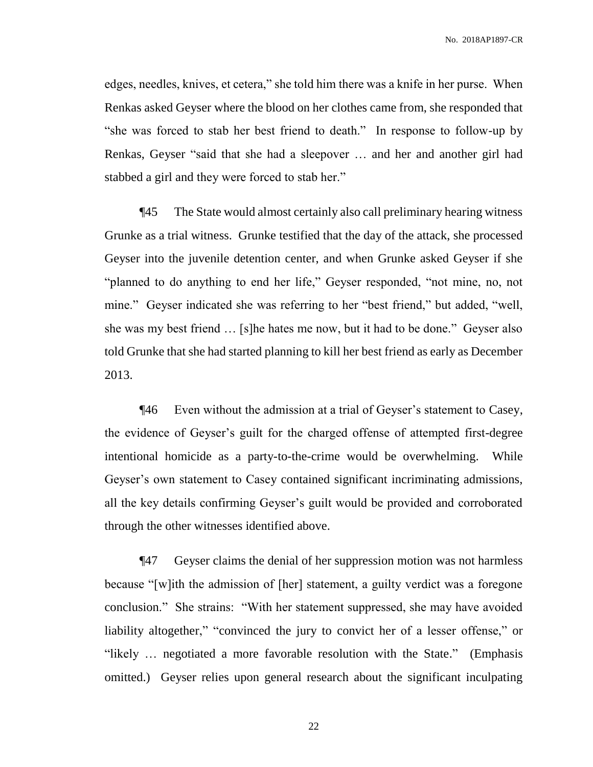edges, needles, knives, et cetera," she told him there was a knife in her purse. When Renkas asked Geyser where the blood on her clothes came from, she responded that "she was forced to stab her best friend to death." In response to follow-up by Renkas, Geyser "said that she had a sleepover … and her and another girl had stabbed a girl and they were forced to stab her."

¶45 The State would almost certainly also call preliminary hearing witness Grunke as a trial witness. Grunke testified that the day of the attack, she processed Geyser into the juvenile detention center, and when Grunke asked Geyser if she "planned to do anything to end her life," Geyser responded, "not mine, no, not mine." Geyser indicated she was referring to her "best friend," but added, "well, she was my best friend … [s]he hates me now, but it had to be done." Geyser also told Grunke that she had started planning to kill her best friend as early as December 2013.

¶46 Even without the admission at a trial of Geyser's statement to Casey, the evidence of Geyser's guilt for the charged offense of attempted first-degree intentional homicide as a party-to-the-crime would be overwhelming. While Geyser's own statement to Casey contained significant incriminating admissions, all the key details confirming Geyser's guilt would be provided and corroborated through the other witnesses identified above.

¶47 Geyser claims the denial of her suppression motion was not harmless because "[w]ith the admission of [her] statement, a guilty verdict was a foregone conclusion." She strains: "With her statement suppressed, she may have avoided liability altogether," "convinced the jury to convict her of a lesser offense," or "likely … negotiated a more favorable resolution with the State." (Emphasis omitted.) Geyser relies upon general research about the significant inculpating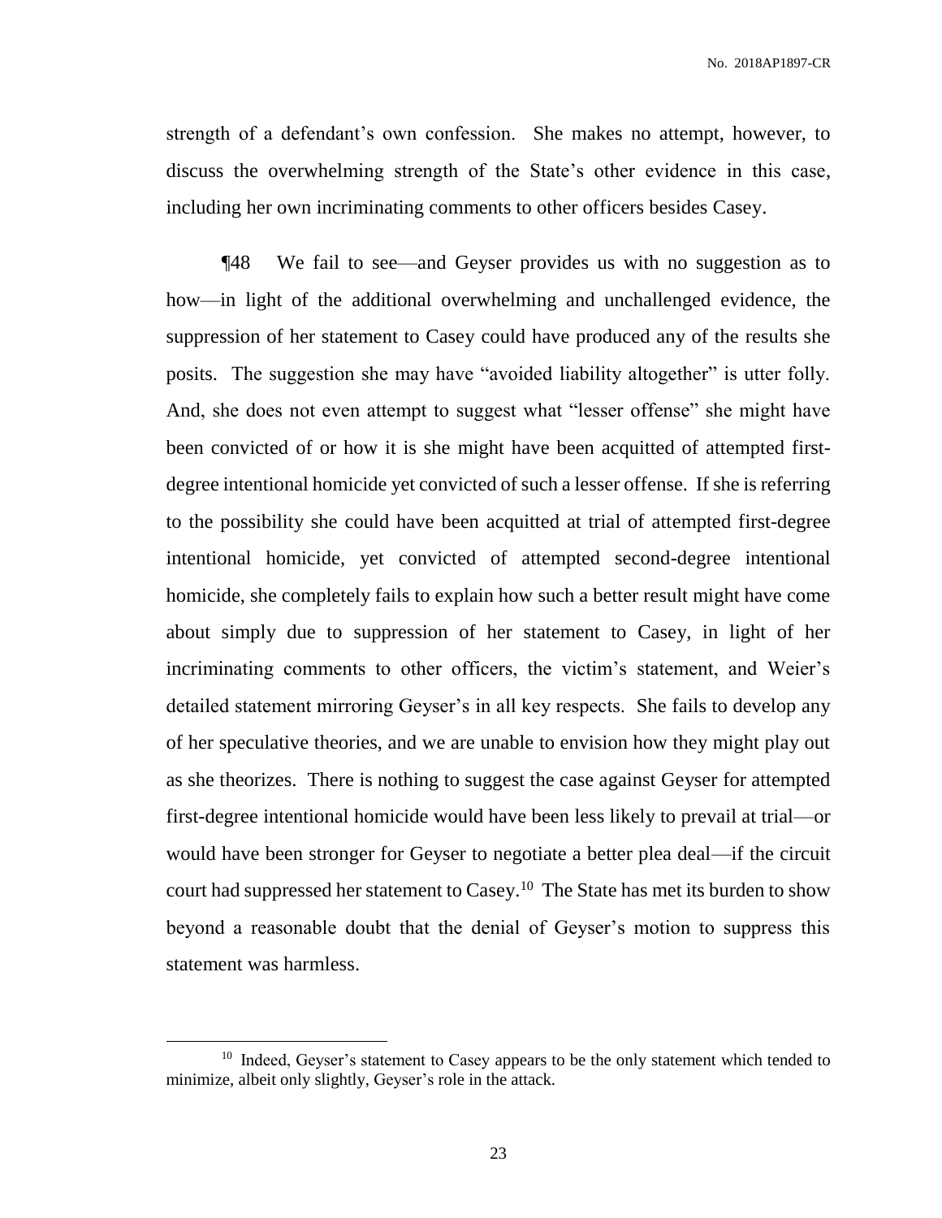strength of a defendant's own confession. She makes no attempt, however, to discuss the overwhelming strength of the State's other evidence in this case, including her own incriminating comments to other officers besides Casey.

¶48 We fail to see—and Geyser provides us with no suggestion as to how—in light of the additional overwhelming and unchallenged evidence, the suppression of her statement to Casey could have produced any of the results she posits. The suggestion she may have "avoided liability altogether" is utter folly. And, she does not even attempt to suggest what "lesser offense" she might have been convicted of or how it is she might have been acquitted of attempted first-degree intentional homicide yet convicted of such a lesser offense. If she is referring to the possibility she could have been acquitted at trial of attempted first-degree intentional homicide, yet convicted of attempted second-degree intentional homicide, she completely fails to explain how such a better result might have come about simply due to suppression of her statement to Casey, in light of her incriminating comments to other officers, the victim's statement, and Weier's detailed statement mirroring Geyser's in all key respects. She fails to develop any of her speculative theories, and we are unable to envision how they might play out as she theorizes. There is nothing to suggest the case against Geyser for attempted first-degree intentional homicide would have been less likely to prevail at trial—or would have been stronger for Geyser to negotiate a better plea deal—if the circuit court had suppressed her statement to Casey.[10] The State has met its burden to show beyond a reasonable doubt that the denial of Geyser's motion to suppress this statement was harmless.

---

[10] Indeed, Geyser's statement to Casey appears to be the only statement which tended to minimize, albeit only slightly, Geyser's role in the attack.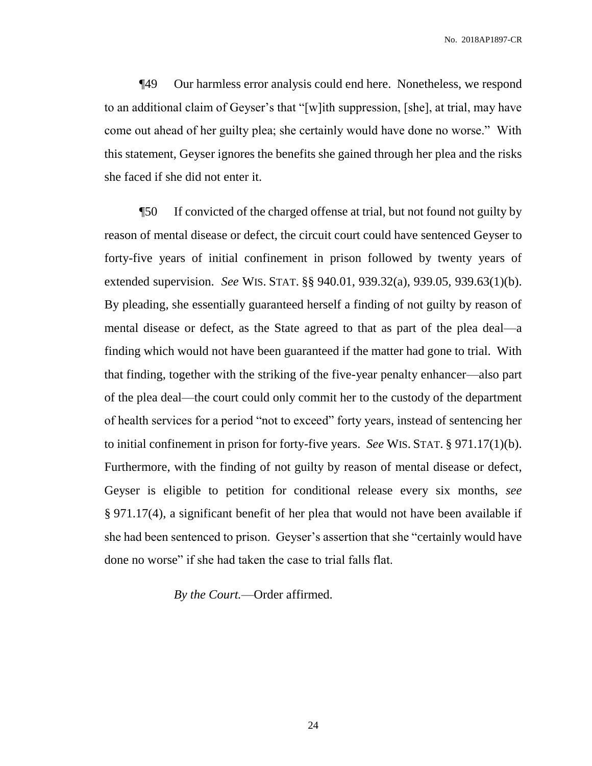¶49 Our harmless error analysis could end here. Nonetheless, we respond to an additional claim of Geyser's that "[w]ith suppression, [she], at trial, may have come out ahead of her guilty plea; she certainly would have done no worse." With this statement, Geyser ignores the benefits she gained through her plea and the risks she faced if she did not enter it.

¶50 If convicted of the charged offense at trial, but not found not guilty by reason of mental disease or defect, the circuit court could have sentenced Geyser to forty-five years of initial confinement in prison followed by twenty years of extended supervision. *See* WIS. STAT. §§ 940.01, 939.32(a), 939.05, 939.63(1)(b). By pleading, she essentially guaranteed herself a finding of not guilty by reason of mental disease or defect, as the State agreed to that as part of the plea deal—a finding which would not have been guaranteed if the matter had gone to trial. With that finding, together with the striking of the five-year penalty enhancer—also part of the plea deal—the court could only commit her to the custody of the department of health services for a period "not to exceed" forty years, instead of sentencing her to initial confinement in prison for forty-five years. *See* WIS. STAT. § 971.17(1)(b). Furthermore, with the finding of not guilty by reason of mental disease or defect, Geyser is eligible to petition for conditional release every six months, *see* § 971.17(4), a significant benefit of her plea that would not have been available if she had been sentenced to prison. Geyser's assertion that she "certainly would have done no worse" if she had taken the case to trial falls flat.

*By the Court.*—Order affirmed.